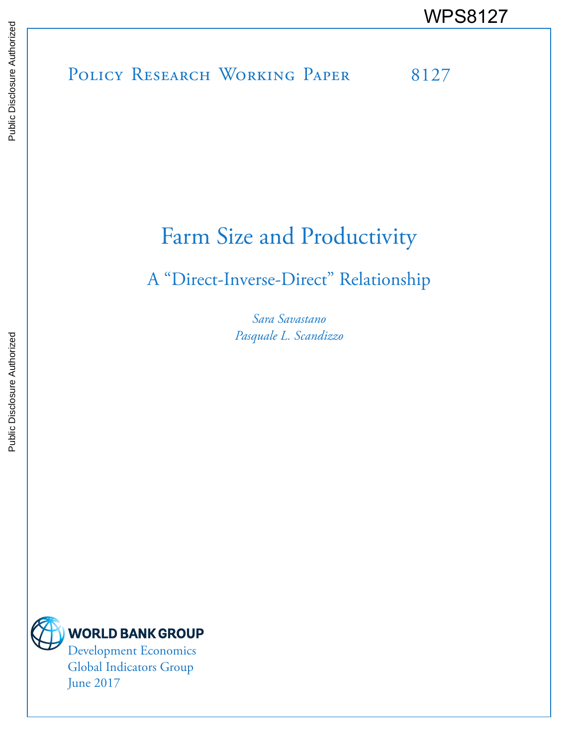Public Disclosure Authorized

WPS8127

Policy Research Working Paper 8127

# Farm Size and Productivity

## A "Direct-Inverse-Direct" Relationship

*Sara Savastano*
*Pasquale L. Scandizzo*

World Bank Group
Development Economics
Global Indicators Group
June 2017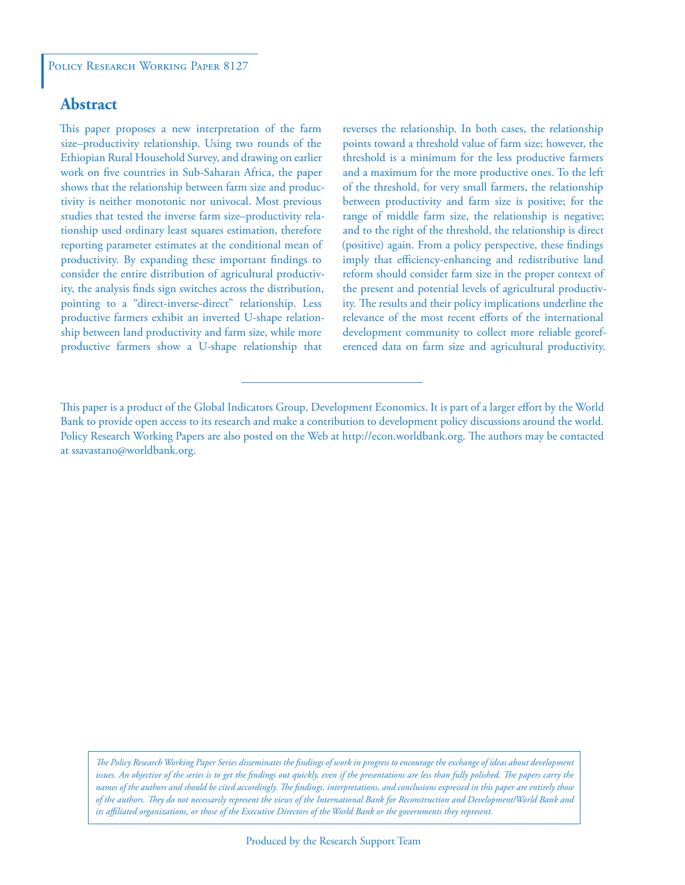Policy Research Working Paper 8127

## Abstract

This paper proposes a new interpretation of the farm size–productivity relationship. Using two rounds of the Ethiopian Rural Household Survey, and drawing on earlier work on five countries in Sub-Saharan Africa, the paper shows that the relationship between farm size and productivity is neither monotonic nor univocal. Most previous studies that tested the inverse farm size–productivity relationship used ordinary least squares estimation, therefore reporting parameter estimates at the conditional mean of productivity. By expanding these important findings to consider the entire distribution of agricultural productivity, the analysis finds sign switches across the distribution, pointing to a "direct-inverse-direct" relationship. Less productive farmers exhibit an inverted U-shape relationship between land productivity and farm size, while more productive farmers show a U-shape relationship that reverses the relationship. In both cases, the relationship points toward a threshold value of farm size; however, the threshold is a minimum for the less productive farmers and a maximum for the more productive ones. To the left of the threshold, for very small farmers, the relationship between productivity and farm size is positive; for the range of middle farm size, the relationship is negative; and to the right of the threshold, the relationship is direct (positive) again. From a policy perspective, these findings imply that efficiency-enhancing and redistributive land reform should consider farm size in the proper context of the present and potential levels of agricultural productivity. The results and their policy implications underline the relevance of the most recent efforts of the international development community to collect more reliable georeferenced data on farm size and agricultural productivity.

---

This paper is a product of the Global Indicators Group, Development Economics. It is part of a larger effort by the World Bank to provide open access to its research and make a contribution to development policy discussions around the world. Policy Research Working Papers are also posted on the Web at http://econ.worldbank.org. The authors may be contacted at ssavastano@worldbank.org.

*The Policy Research Working Paper Series disseminates the findings of work in progress to encourage the exchange of ideas about development issues. An objective of the series is to get the findings out quickly, even if the presentations are less than fully polished. The papers carry the names of the authors and should be cited accordingly. The findings, interpretations, and conclusions expressed in this paper are entirely those of the authors. They do not necessarily represent the views of the International Bank for Reconstruction and Development/World Bank and its affiliated organizations, or those of the Executive Directors of the World Bank or the governments they represent.*

Produced by the Research Support Team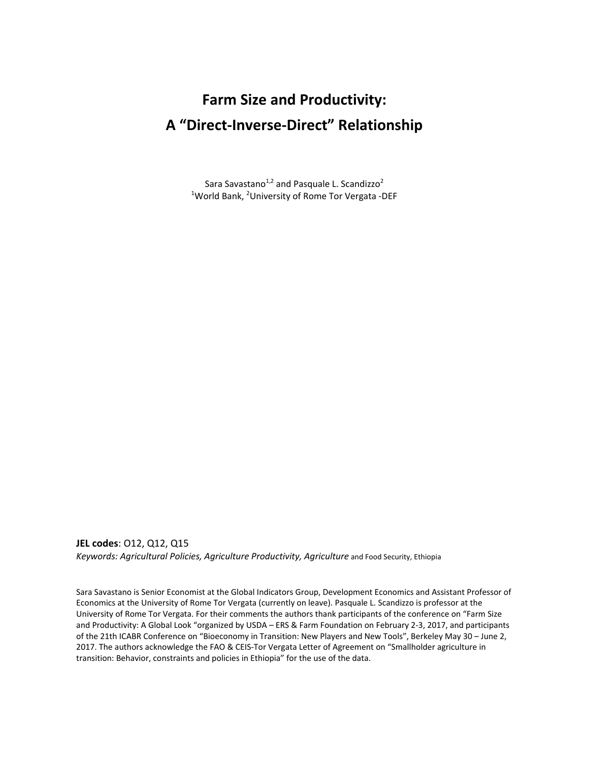# Farm Size and Productivity:
# A "Direct-Inverse-Direct" Relationship

Sara Savastano[1,2] and Pasquale L. Scandizzo[2]
[1]World Bank, [2]University of Rome Tor Vergata -DEF

**JEL codes**: O12, Q12, Q15
*Keywords: Agricultural Policies, Agriculture Productivity, Agriculture* and Food Security, Ethiopia

Sara Savastano is Senior Economist at the Global Indicators Group, Development Economics and Assistant Professor of Economics at the University of Rome Tor Vergata (currently on leave). Pasquale L. Scandizzo is professor at the University of Rome Tor Vergata. For their comments the authors thank participants of the conference on "Farm Size and Productivity: A Global Look "organized by USDA – ERS & Farm Foundation on February 2-3, 2017, and participants of the 21th ICABR Conference on "Bioeconomy in Transition: New Players and New Tools", Berkeley May 30 – June 2, 2017. The authors acknowledge the FAO & CEIS-Tor Vergata Letter of Agreement on "Smallholder agriculture in transition: Behavior, constraints and policies in Ethiopia" for the use of the data.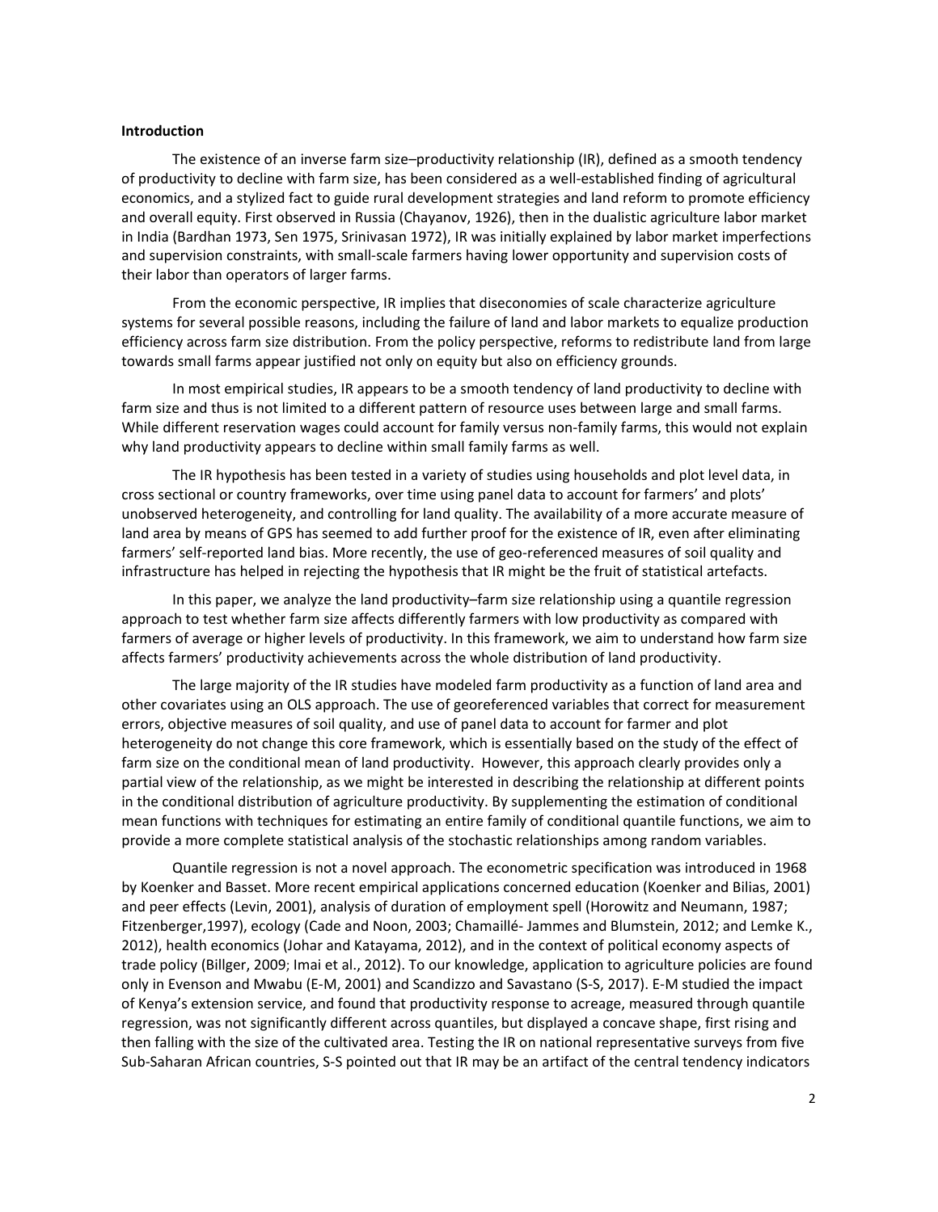**Introduction**

The existence of an inverse farm size–productivity relationship (IR), defined as a smooth tendency of productivity to decline with farm size, has been considered as a well-established finding of agricultural economics, and a stylized fact to guide rural development strategies and land reform to promote efficiency and overall equity. First observed in Russia (Chayanov, 1926), then in the dualistic agriculture labor market in India (Bardhan 1973, Sen 1975, Srinivasan 1972), IR was initially explained by labor market imperfections and supervision constraints, with small-scale farmers having lower opportunity and supervision costs of their labor than operators of larger farms.

From the economic perspective, IR implies that diseconomies of scale characterize agriculture systems for several possible reasons, including the failure of land and labor markets to equalize production efficiency across farm size distribution. From the policy perspective, reforms to redistribute land from large towards small farms appear justified not only on equity but also on efficiency grounds.

In most empirical studies, IR appears to be a smooth tendency of land productivity to decline with farm size and thus is not limited to a different pattern of resource uses between large and small farms. While different reservation wages could account for family versus non-family farms, this would not explain why land productivity appears to decline within small family farms as well.

The IR hypothesis has been tested in a variety of studies using households and plot level data, in cross sectional or country frameworks, over time using panel data to account for farmers' and plots' unobserved heterogeneity, and controlling for land quality. The availability of a more accurate measure of land area by means of GPS has seemed to add further proof for the existence of IR, even after eliminating farmers' self-reported land bias. More recently, the use of geo-referenced measures of soil quality and infrastructure has helped in rejecting the hypothesis that IR might be the fruit of statistical artefacts.

In this paper, we analyze the land productivity–farm size relationship using a quantile regression approach to test whether farm size affects differently farmers with low productivity as compared with farmers of average or higher levels of productivity. In this framework, we aim to understand how farm size affects farmers' productivity achievements across the whole distribution of land productivity.

The large majority of the IR studies have modeled farm productivity as a function of land area and other covariates using an OLS approach. The use of georeferenced variables that correct for measurement errors, objective measures of soil quality, and use of panel data to account for farmer and plot heterogeneity do not change this core framework, which is essentially based on the study of the effect of farm size on the conditional mean of land productivity. However, this approach clearly provides only a partial view of the relationship, as we might be interested in describing the relationship at different points in the conditional distribution of agriculture productivity. By supplementing the estimation of conditional mean functions with techniques for estimating an entire family of conditional quantile functions, we aim to provide a more complete statistical analysis of the stochastic relationships among random variables.

Quantile regression is not a novel approach. The econometric specification was introduced in 1968 by Koenker and Basset. More recent empirical applications concerned education (Koenker and Bilias, 2001) and peer effects (Levin, 2001), analysis of duration of employment spell (Horowitz and Neumann, 1987; Fitzenberger,1997), ecology (Cade and Noon, 2003; Chamaillé- Jammes and Blumstein, 2012; and Lemke K., 2012), health economics (Johar and Katayama, 2012), and in the context of political economy aspects of trade policy (Billger, 2009; Imai et al., 2012). To our knowledge, application to agriculture policies are found only in Evenson and Mwabu (E-M, 2001) and Scandizzo and Savastano (S-S, 2017). E-M studied the impact of Kenya's extension service, and found that productivity response to acreage, measured through quantile regression, was not significantly different across quantiles, but displayed a concave shape, first rising and then falling with the size of the cultivated area. Testing the IR on national representative surveys from five Sub-Saharan African countries, S-S pointed out that IR may be an artifact of the central tendency indicators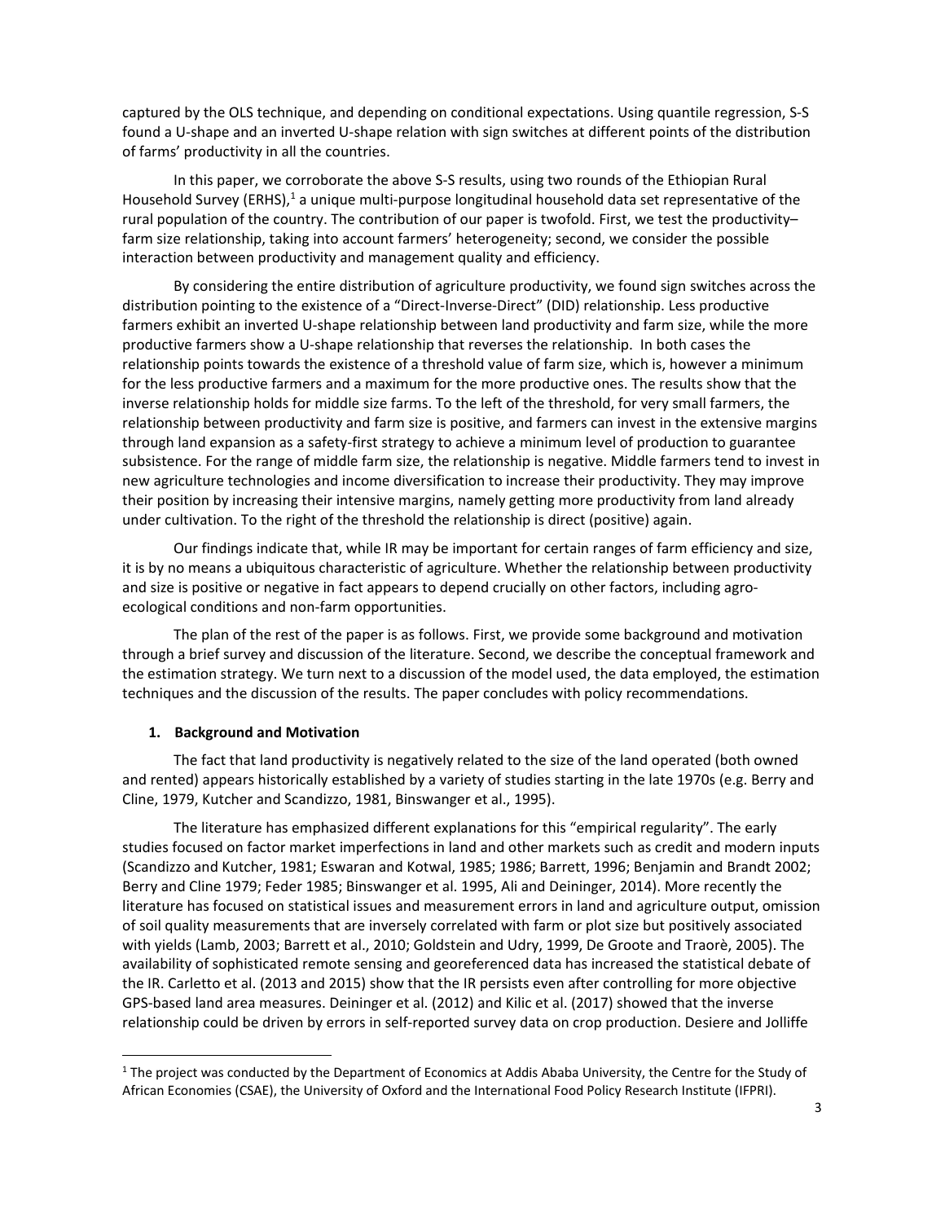captured by the OLS technique, and depending on conditional expectations. Using quantile regression, S-S found a U-shape and an inverted U-shape relation with sign switches at different points of the distribution of farms' productivity in all the countries.

In this paper, we corroborate the above S-S results, using two rounds of the Ethiopian Rural Household Survey (ERHS),[1] a unique multi-purpose longitudinal household data set representative of the rural population of the country. The contribution of our paper is twofold. First, we test the productivity–farm size relationship, taking into account farmers' heterogeneity; second, we consider the possible interaction between productivity and management quality and efficiency.

By considering the entire distribution of agriculture productivity, we found sign switches across the distribution pointing to the existence of a "Direct-Inverse-Direct" (DID) relationship. Less productive farmers exhibit an inverted U-shape relationship between land productivity and farm size, while the more productive farmers show a U-shape relationship that reverses the relationship. In both cases the relationship points towards the existence of a threshold value of farm size, which is, however a minimum for the less productive farmers and a maximum for the more productive ones. The results show that the inverse relationship holds for middle size farms. To the left of the threshold, for very small farmers, the relationship between productivity and farm size is positive, and farmers can invest in the extensive margins through land expansion as a safety-first strategy to achieve a minimum level of production to guarantee subsistence. For the range of middle farm size, the relationship is negative. Middle farmers tend to invest in new agriculture technologies and income diversification to increase their productivity. They may improve their position by increasing their intensive margins, namely getting more productivity from land already under cultivation. To the right of the threshold the relationship is direct (positive) again.

Our findings indicate that, while IR may be important for certain ranges of farm efficiency and size, it is by no means a ubiquitous characteristic of agriculture. Whether the relationship between productivity and size is positive or negative in fact appears to depend crucially on other factors, including agro-ecological conditions and non-farm opportunities.

The plan of the rest of the paper is as follows. First, we provide some background and motivation through a brief survey and discussion of the literature. Second, we describe the conceptual framework and the estimation strategy. We turn next to a discussion of the model used, the data employed, the estimation techniques and the discussion of the results. The paper concludes with policy recommendations.

## 1. Background and Motivation

The fact that land productivity is negatively related to the size of the land operated (both owned and rented) appears historically established by a variety of studies starting in the late 1970s (e.g. Berry and Cline, 1979, Kutcher and Scandizzo, 1981, Binswanger et al., 1995).

The literature has emphasized different explanations for this "empirical regularity". The early studies focused on factor market imperfections in land and other markets such as credit and modern inputs (Scandizzo and Kutcher, 1981; Eswaran and Kotwal, 1985; 1986; Barrett, 1996; Benjamin and Brandt 2002; Berry and Cline 1979; Feder 1985; Binswanger et al. 1995, Ali and Deininger, 2014). More recently the literature has focused on statistical issues and measurement errors in land and agriculture output, omission of soil quality measurements that are inversely correlated with farm or plot size but positively associated with yields (Lamb, 2003; Barrett et al., 2010; Goldstein and Udry, 1999, De Groote and Traorè, 2005). The availability of sophisticated remote sensing and georeferenced data has increased the statistical debate of the IR. Carletto et al. (2013 and 2015) show that the IR persists even after controlling for more objective GPS-based land area measures. Deininger et al. (2012) and Kilic et al. (2017) showed that the inverse relationship could be driven by errors in self-reported survey data on crop production. Desiere and Jolliffe

[1] The project was conducted by the Department of Economics at Addis Ababa University, the Centre for the Study of African Economies (CSAE), the University of Oxford and the International Food Policy Research Institute (IFPRI).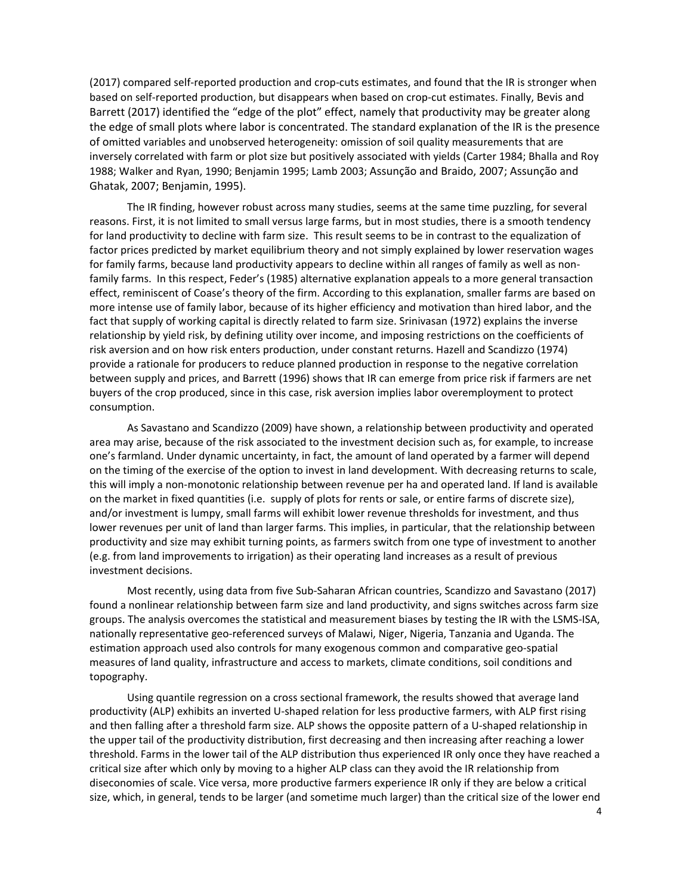(2017) compared self-reported production and crop-cuts estimates, and found that the IR is stronger when based on self-reported production, but disappears when based on crop-cut estimates. Finally, Bevis and Barrett (2017) identified the "edge of the plot" effect, namely that productivity may be greater along the edge of small plots where labor is concentrated. The standard explanation of the IR is the presence of omitted variables and unobserved heterogeneity: omission of soil quality measurements that are inversely correlated with farm or plot size but positively associated with yields (Carter 1984; Bhalla and Roy 1988; Walker and Ryan, 1990; Benjamin 1995; Lamb 2003; Assunção and Braido, 2007; Assunção and Ghatak, 2007; Benjamin, 1995).

The IR finding, however robust across many studies, seems at the same time puzzling, for several reasons. First, it is not limited to small versus large farms, but in most studies, there is a smooth tendency for land productivity to decline with farm size. This result seems to be in contrast to the equalization of factor prices predicted by market equilibrium theory and not simply explained by lower reservation wages for family farms, because land productivity appears to decline within all ranges of family as well as non-family farms. In this respect, Feder's (1985) alternative explanation appeals to a more general transaction effect, reminiscent of Coase's theory of the firm. According to this explanation, smaller farms are based on more intense use of family labor, because of its higher efficiency and motivation than hired labor, and the fact that supply of working capital is directly related to farm size. Srinivasan (1972) explains the inverse relationship by yield risk, by defining utility over income, and imposing restrictions on the coefficients of risk aversion and on how risk enters production, under constant returns. Hazell and Scandizzo (1974) provide a rationale for producers to reduce planned production in response to the negative correlation between supply and prices, and Barrett (1996) shows that IR can emerge from price risk if farmers are net buyers of the crop produced, since in this case, risk aversion implies labor overemployment to protect consumption.

As Savastano and Scandizzo (2009) have shown, a relationship between productivity and operated area may arise, because of the risk associated to the investment decision such as, for example, to increase one's farmland. Under dynamic uncertainty, in fact, the amount of land operated by a farmer will depend on the timing of the exercise of the option to invest in land development. With decreasing returns to scale, this will imply a non-monotonic relationship between revenue per ha and operated land. If land is available on the market in fixed quantities (i.e. supply of plots for rents or sale, or entire farms of discrete size), and/or investment is lumpy, small farms will exhibit lower revenue thresholds for investment, and thus lower revenues per unit of land than larger farms. This implies, in particular, that the relationship between productivity and size may exhibit turning points, as farmers switch from one type of investment to another (e.g. from land improvements to irrigation) as their operating land increases as a result of previous investment decisions.

Most recently, using data from five Sub-Saharan African countries, Scandizzo and Savastano (2017) found a nonlinear relationship between farm size and land productivity, and signs switches across farm size groups. The analysis overcomes the statistical and measurement biases by testing the IR with the LSMS-ISA, nationally representative geo-referenced surveys of Malawi, Niger, Nigeria, Tanzania and Uganda. The estimation approach used also controls for many exogenous common and comparative geo-spatial measures of land quality, infrastructure and access to markets, climate conditions, soil conditions and topography.

Using quantile regression on a cross sectional framework, the results showed that average land productivity (ALP) exhibits an inverted U-shaped relation for less productive farmers, with ALP first rising and then falling after a threshold farm size. ALP shows the opposite pattern of a U-shaped relationship in the upper tail of the productivity distribution, first decreasing and then increasing after reaching a lower threshold. Farms in the lower tail of the ALP distribution thus experienced IR only once they have reached a critical size after which only by moving to a higher ALP class can they avoid the IR relationship from diseconomies of scale. Vice versa, more productive farmers experience IR only if they are below a critical size, which, in general, tends to be larger (and sometime much larger) than the critical size of the lower end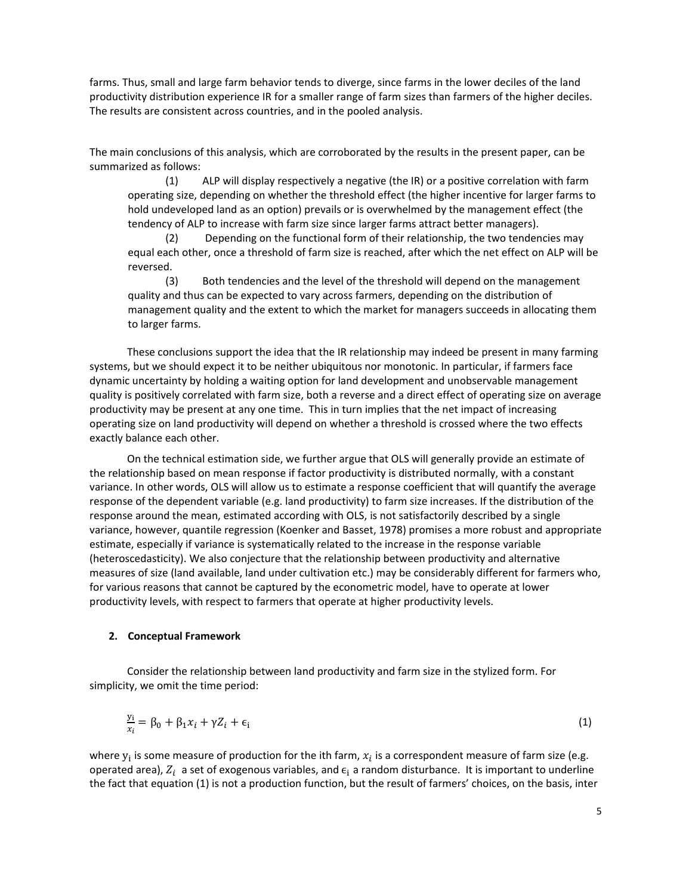farms. Thus, small and large farm behavior tends to diverge, since farms in the lower deciles of the land productivity distribution experience IR for a smaller range of farm sizes than farmers of the higher deciles. The results are consistent across countries, and in the pooled analysis.

The main conclusions of this analysis, which are corroborated by the results in the present paper, can be summarized as follows:

(1) ALP will display respectively a negative (the IR) or a positive correlation with farm operating size, depending on whether the threshold effect (the higher incentive for larger farms to hold undeveloped land as an option) prevails or is overwhelmed by the management effect (the tendency of ALP to increase with farm size since larger farms attract better managers).

(2) Depending on the functional form of their relationship, the two tendencies may equal each other, once a threshold of farm size is reached, after which the net effect on ALP will be reversed.

(3) Both tendencies and the level of the threshold will depend on the management quality and thus can be expected to vary across farmers, depending on the distribution of management quality and the extent to which the market for managers succeeds in allocating them to larger farms.

These conclusions support the idea that the IR relationship may indeed be present in many farming systems, but we should expect it to be neither ubiquitous nor monotonic. In particular, if farmers face dynamic uncertainty by holding a waiting option for land development and unobservable management quality is positively correlated with farm size, both a reverse and a direct effect of operating size on average productivity may be present at any one time. This in turn implies that the net impact of increasing operating size on land productivity will depend on whether a threshold is crossed where the two effects exactly balance each other.

On the technical estimation side, we further argue that OLS will generally provide an estimate of the relationship based on mean response if factor productivity is distributed normally, with a constant variance. In other words, OLS will allow us to estimate a response coefficient that will quantify the average response of the dependent variable (e.g. land productivity) to farm size increases. If the distribution of the response around the mean, estimated according with OLS, is not satisfactorily described by a single variance, however, quantile regression (Koenker and Basset, 1978) promises a more robust and appropriate estimate, especially if variance is systematically related to the increase in the response variable (heteroscedasticity). We also conjecture that the relationship between productivity and alternative measures of size (land available, land under cultivation etc.) may be considerably different for farmers who, for various reasons that cannot be captured by the econometric model, have to operate at lower productivity levels, with respect to farmers that operate at higher productivity levels.

## 2. Conceptual Framework

Consider the relationship between land productivity and farm size in the stylized form. For simplicity, we omit the time period:

$$\frac{y_i}{x_i} = \beta_0 + \beta_1 x_i + \gamma Z_i + \epsilon_i \tag{1}$$

where $y_i$ is some measure of production for the ith farm, $x_i$ is a correspondent measure of farm size (e.g. operated area), $Z_i$ a set of exogenous variables, and $\epsilon_i$ a random disturbance. It is important to underline the fact that equation (1) is not a production function, but the result of farmers' choices, on the basis, inter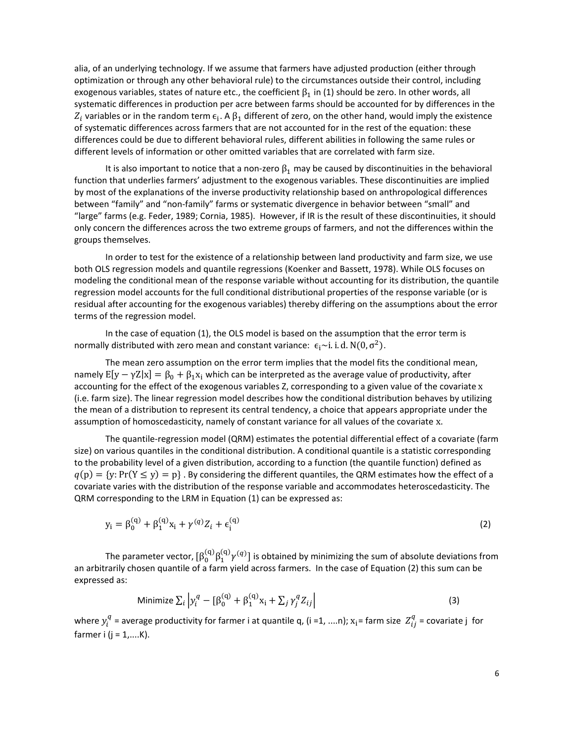alia, of an underlying technology. If we assume that farmers have adjusted production (either through optimization or through any other behavioral rule) to the circumstances outside their control, including exogenous variables, states of nature etc., the coefficient $\beta_1$ in (1) should be zero. In other words, all systematic differences in production per acre between farms should be accounted for by differences in the $Z_i$ variables or in the random term $\epsilon_i$. A $\beta_1$ different of zero, on the other hand, would imply the existence of systematic differences across farmers that are not accounted for in the rest of the equation: these differences could be due to different behavioral rules, different abilities in following the same rules or different levels of information or other omitted variables that are correlated with farm size.

It is also important to notice that a non-zero $\beta_1$ may be caused by discontinuities in the behavioral function that underlies farmers' adjustment to the exogenous variables. These discontinuities are implied by most of the explanations of the inverse productivity relationship based on anthropological differences between "family" and "non-family" farms or systematic divergence in behavior between "small" and "large" farms (e.g. Feder, 1989; Cornia, 1985). However, if IR is the result of these discontinuities, it should only concern the differences across the two extreme groups of farmers, and not the differences within the groups themselves.

In order to test for the existence of a relationship between land productivity and farm size, we use both OLS regression models and quantile regressions (Koenker and Bassett, 1978). While OLS focuses on modeling the conditional mean of the response variable without accounting for its distribution, the quantile regression model accounts for the full conditional distributional properties of the response variable (or is residual after accounting for the exogenous variables) thereby differing on the assumptions about the error terms of the regression model.

In the case of equation (1), the OLS model is based on the assumption that the error term is normally distributed with zero mean and constant variance: $\epsilon_i \sim \text{i.i.d.}\ N(0, \sigma^2)$.

The mean zero assumption on the error term implies that the model fits the conditional mean, namely $E[y - \gamma Z|x] = \beta_0 + \beta_1 x_i$ which can be interpreted as the average value of productivity, after accounting for the effect of the exogenous variables Z, corresponding to a given value of the covariate x (i.e. farm size). The linear regression model describes how the conditional distribution behaves by utilizing the mean of a distribution to represent its central tendency, a choice that appears appropriate under the assumption of homoscedasticity, namely of constant variance for all values of the covariate x.

The quantile-regression model (QRM) estimates the potential differential effect of a covariate (farm size) on various quantiles in the conditional distribution. A conditional quantile is a statistic corresponding to the probability level of a given distribution, according to a function (the quantile function) defined as $q(p) = \{y: \Pr(Y \le y) = p\}$. By considering the different quantiles, the QRM estimates how the effect of a covariate varies with the distribution of the response variable and accommodates heteroscedasticity. The QRM corresponding to the LRM in Equation (1) can be expressed as:

$$y_i = \beta_0^{(q)} + \beta_1^{(q)} x_i + \gamma^{(q)} Z_i + \epsilon_i^{(q)} \tag{2}$$

The parameter vector, $[\beta_0^{(q)} \beta_1^{(q)} \gamma^{(q)}]$ is obtained by minimizing the sum of absolute deviations from an arbitrarily chosen quantile of a farm yield across farmers. In the case of Equation (2) this sum can be expressed as:

$$\text{Minimize} \sum_i \left| y_i^q - [\beta_0^{(q)} + \beta_1^{(q)} x_i + \sum_j \gamma_j^q Z_{ij} \right| \tag{3}$$

where $y_i^q$ = average productivity for farmer i at quantile q, (i =1, ....n); $x_i$= farm size $Z_{ij}^q$ = covariate j for farmer i (j = 1,....K).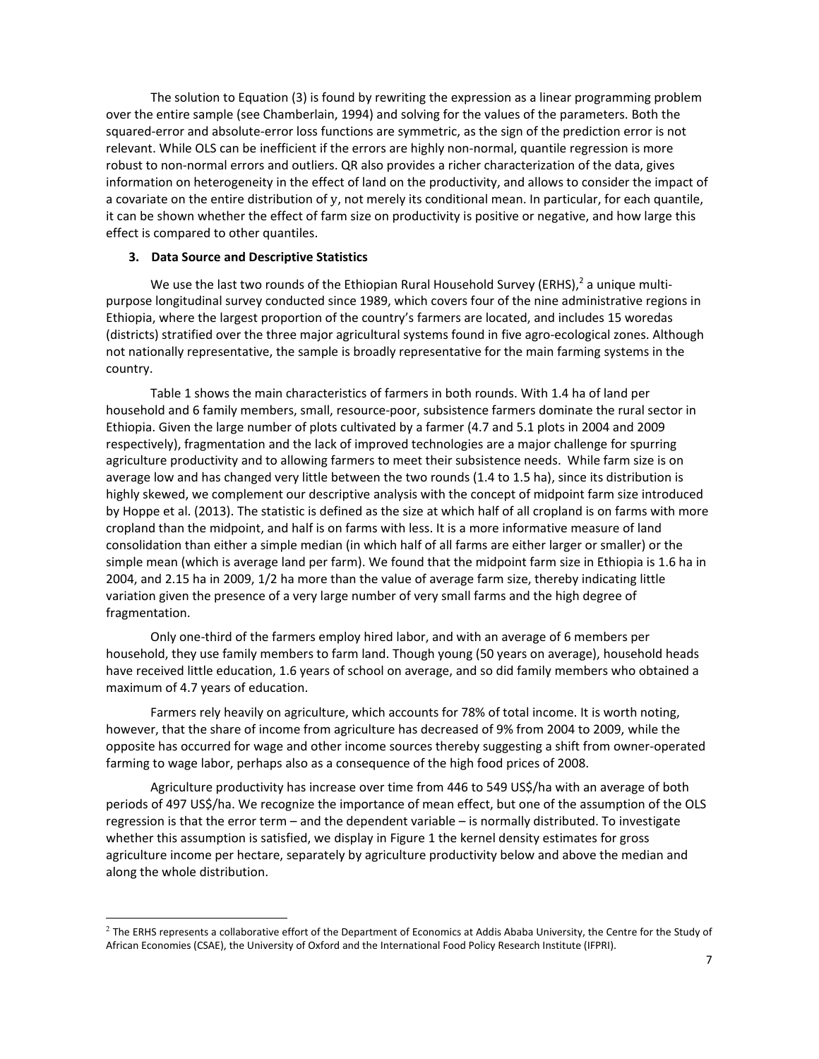The solution to Equation (3) is found by rewriting the expression as a linear programming problem over the entire sample (see Chamberlain, 1994) and solving for the values of the parameters. Both the squared-error and absolute-error loss functions are symmetric, as the sign of the prediction error is not relevant. While OLS can be inefficient if the errors are highly non-normal, quantile regression is more robust to non-normal errors and outliers. QR also provides a richer characterization of the data, gives information on heterogeneity in the effect of land on the productivity, and allows to consider the impact of a covariate on the entire distribution of y, not merely its conditional mean. In particular, for each quantile, it can be shown whether the effect of farm size on productivity is positive or negative, and how large this effect is compared to other quantiles.

### 3. Data Source and Descriptive Statistics

We use the last two rounds of the Ethiopian Rural Household Survey (ERHS),[2] a unique multi-purpose longitudinal survey conducted since 1989, which covers four of the nine administrative regions in Ethiopia, where the largest proportion of the country's farmers are located, and includes 15 woredas (districts) stratified over the three major agricultural systems found in five agro-ecological zones. Although not nationally representative, the sample is broadly representative for the main farming systems in the country.

Table 1 shows the main characteristics of farmers in both rounds. With 1.4 ha of land per household and 6 family members, small, resource-poor, subsistence farmers dominate the rural sector in Ethiopia. Given the large number of plots cultivated by a farmer (4.7 and 5.1 plots in 2004 and 2009 respectively), fragmentation and the lack of improved technologies are a major challenge for spurring agriculture productivity and to allowing farmers to meet their subsistence needs. While farm size is on average low and has changed very little between the two rounds (1.4 to 1.5 ha), since its distribution is highly skewed, we complement our descriptive analysis with the concept of midpoint farm size introduced by Hoppe et al. (2013). The statistic is defined as the size at which half of all cropland is on farms with more cropland than the midpoint, and half is on farms with less. It is a more informative measure of land consolidation than either a simple median (in which half of all farms are either larger or smaller) or the simple mean (which is average land per farm). We found that the midpoint farm size in Ethiopia is 1.6 ha in 2004, and 2.15 ha in 2009, 1/2 ha more than the value of average farm size, thereby indicating little variation given the presence of a very large number of very small farms and the high degree of fragmentation.

Only one-third of the farmers employ hired labor, and with an average of 6 members per household, they use family members to farm land. Though young (50 years on average), household heads have received little education, 1.6 years of school on average, and so did family members who obtained a maximum of 4.7 years of education.

Farmers rely heavily on agriculture, which accounts for 78% of total income. It is worth noting, however, that the share of income from agriculture has decreased of 9% from 2004 to 2009, while the opposite has occurred for wage and other income sources thereby suggesting a shift from owner-operated farming to wage labor, perhaps also as a consequence of the high food prices of 2008.

Agriculture productivity has increase over time from 446 to 549 US$/ha with an average of both periods of 497 US$/ha. We recognize the importance of mean effect, but one of the assumption of the OLS regression is that the error term – and the dependent variable – is normally distributed. To investigate whether this assumption is satisfied, we display in Figure 1 the kernel density estimates for gross agriculture income per hectare, separately by agriculture productivity below and above the median and along the whole distribution.

[2] The ERHS represents a collaborative effort of the Department of Economics at Addis Ababa University, the Centre for the Study of African Economies (CSAE), the University of Oxford and the International Food Policy Research Institute (IFPRI).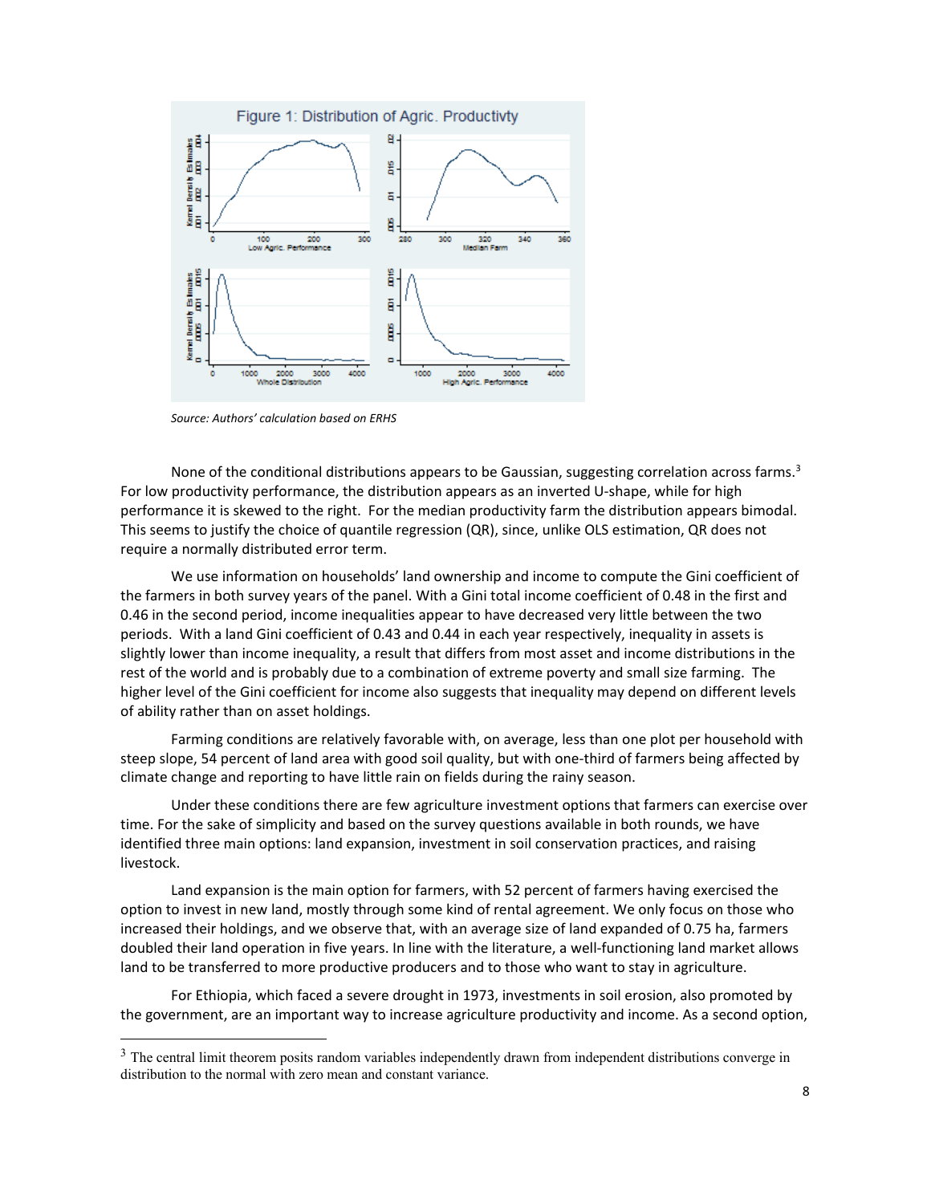Figure 1: Distribution of Agric. Productivty

*Source: Authors' calculation based on ERHS*

None of the conditional distributions appears to be Gaussian, suggesting correlation across farms.[3] For low productivity performance, the distribution appears as an inverted U-shape, while for high performance it is skewed to the right. For the median productivity farm the distribution appears bimodal. This seems to justify the choice of quantile regression (QR), since, unlike OLS estimation, QR does not require a normally distributed error term.

We use information on households' land ownership and income to compute the Gini coefficient of the farmers in both survey years of the panel. With a Gini total income coefficient of 0.48 in the first and 0.46 in the second period, income inequalities appear to have decreased very little between the two periods. With a land Gini coefficient of 0.43 and 0.44 in each year respectively, inequality in assets is slightly lower than income inequality, a result that differs from most asset and income distributions in the rest of the world and is probably due to a combination of extreme poverty and small size farming. The higher level of the Gini coefficient for income also suggests that inequality may depend on different levels of ability rather than on asset holdings.

Farming conditions are relatively favorable with, on average, less than one plot per household with steep slope, 54 percent of land area with good soil quality, but with one-third of farmers being affected by climate change and reporting to have little rain on fields during the rainy season.

Under these conditions there are few agriculture investment options that farmers can exercise over time. For the sake of simplicity and based on the survey questions available in both rounds, we have identified three main options: land expansion, investment in soil conservation practices, and raising livestock.

Land expansion is the main option for farmers, with 52 percent of farmers having exercised the option to invest in new land, mostly through some kind of rental agreement. We only focus on those who increased their holdings, and we observe that, with an average size of land expanded of 0.75 ha, farmers doubled their land operation in five years. In line with the literature, a well-functioning land market allows land to be transferred to more productive producers and to those who want to stay in agriculture.

For Ethiopia, which faced a severe drought in 1973, investments in soil erosion, also promoted by the government, are an important way to increase agriculture productivity and income. As a second option,

[3] The central limit theorem posits random variables independently drawn from independent distributions converge in distribution to the normal with zero mean and constant variance.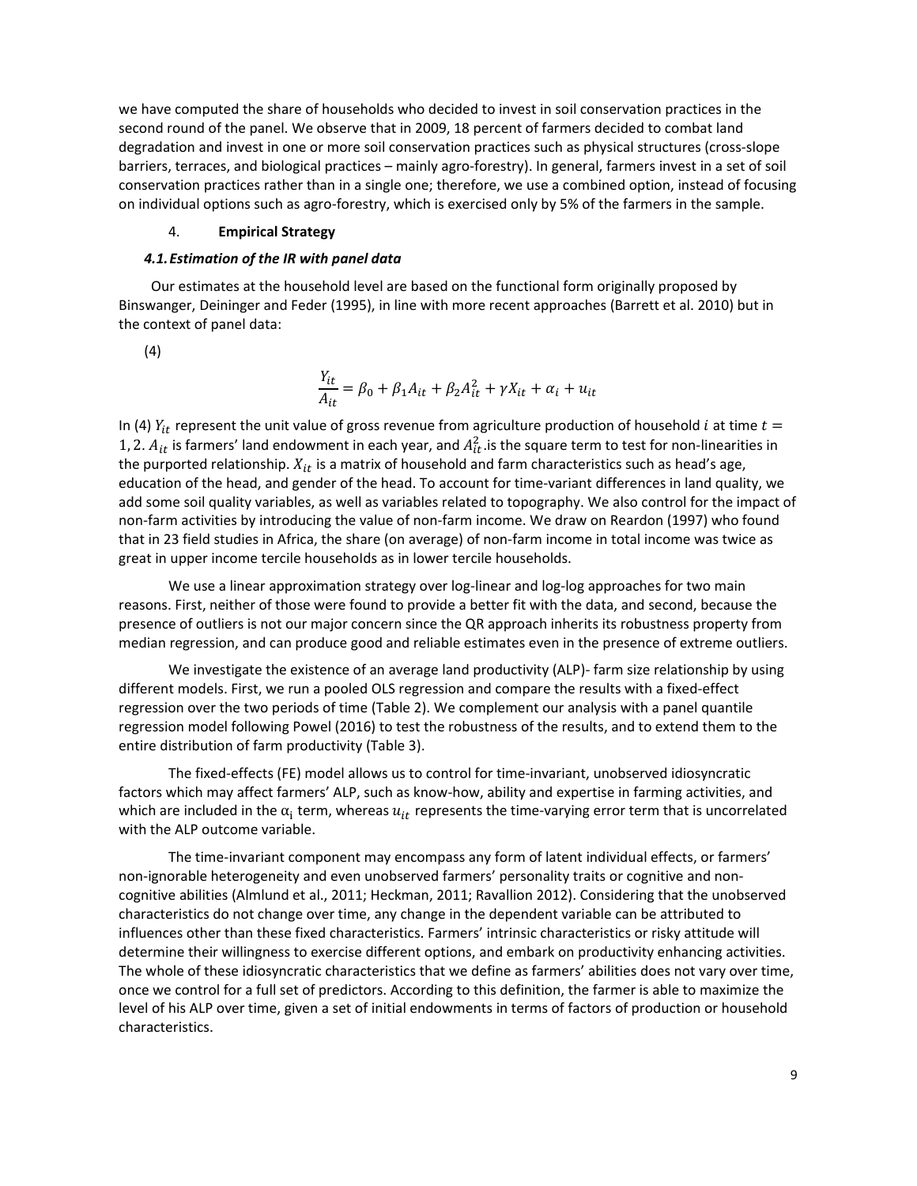we have computed the share of households who decided to invest in soil conservation practices in the second round of the panel. We observe that in 2009, 18 percent of farmers decided to combat land degradation and invest in one or more soil conservation practices such as physical structures (cross-slope barriers, terraces, and biological practices – mainly agro-forestry). In general, farmers invest in a set of soil conservation practices rather than in a single one; therefore, we use a combined option, instead of focusing on individual options such as agro-forestry, which is exercised only by 5% of the farmers in the sample.

## 4. **Empirical Strategy**

### *4.1. Estimation of the IR with panel data*

Our estimates at the household level are based on the functional form originally proposed by Binswanger, Deininger and Feder (1995), in line with more recent approaches (Barrett et al. 2010) but in the context of panel data:

(4)

$$\frac{Y_{it}}{A_{it}} = \beta_0 + \beta_1 A_{it} + \beta_2 A_{it}^2 + \gamma X_{it} + \alpha_i + u_{it}$$

In (4) $Y_{it}$ represent the unit value of gross revenue from agriculture production of household $i$ at time $t = 1, 2$. $A_{it}$ is farmers' land endowment in each year, and $A_{it}^2$.is the square term to test for non-linearities in the purported relationship. $X_{it}$ is a matrix of household and farm characteristics such as head's age, education of the head, and gender of the head. To account for time-variant differences in land quality, we add some soil quality variables, as well as variables related to topography. We also control for the impact of non-farm activities by introducing the value of non-farm income. We draw on Reardon (1997) who found that in 23 field studies in Africa, the share (on average) of non-farm income in total income was twice as great in upper income tercile households as in lower tercile households.

We use a linear approximation strategy over log-linear and log-log approaches for two main reasons. First, neither of those were found to provide a better fit with the data, and second, because the presence of outliers is not our major concern since the QR approach inherits its robustness property from median regression, and can produce good and reliable estimates even in the presence of extreme outliers.

We investigate the existence of an average land productivity (ALP)- farm size relationship by using different models. First, we run a pooled OLS regression and compare the results with a fixed-effect regression over the two periods of time (Table 2). We complement our analysis with a panel quantile regression model following Powel (2016) to test the robustness of the results, and to extend them to the entire distribution of farm productivity (Table 3).

The fixed-effects (FE) model allows us to control for time-invariant, unobserved idiosyncratic factors which may affect farmers' ALP, such as know-how, ability and expertise in farming activities, and which are included in the $\alpha_i$ term, whereas $u_{it}$ represents the time-varying error term that is uncorrelated with the ALP outcome variable.

The time-invariant component may encompass any form of latent individual effects, or farmers' non-ignorable heterogeneity and even unobserved farmers' personality traits or cognitive and non-cognitive abilities (Almlund et al., 2011; Heckman, 2011; Ravallion 2012). Considering that the unobserved characteristics do not change over time, any change in the dependent variable can be attributed to influences other than these fixed characteristics. Farmers' intrinsic characteristics or risky attitude will determine their willingness to exercise different options, and embark on productivity enhancing activities. The whole of these idiosyncratic characteristics that we define as farmers' abilities does not vary over time, once we control for a full set of predictors. According to this definition, the farmer is able to maximize the level of his ALP over time, given a set of initial endowments in terms of factors of production or household characteristics.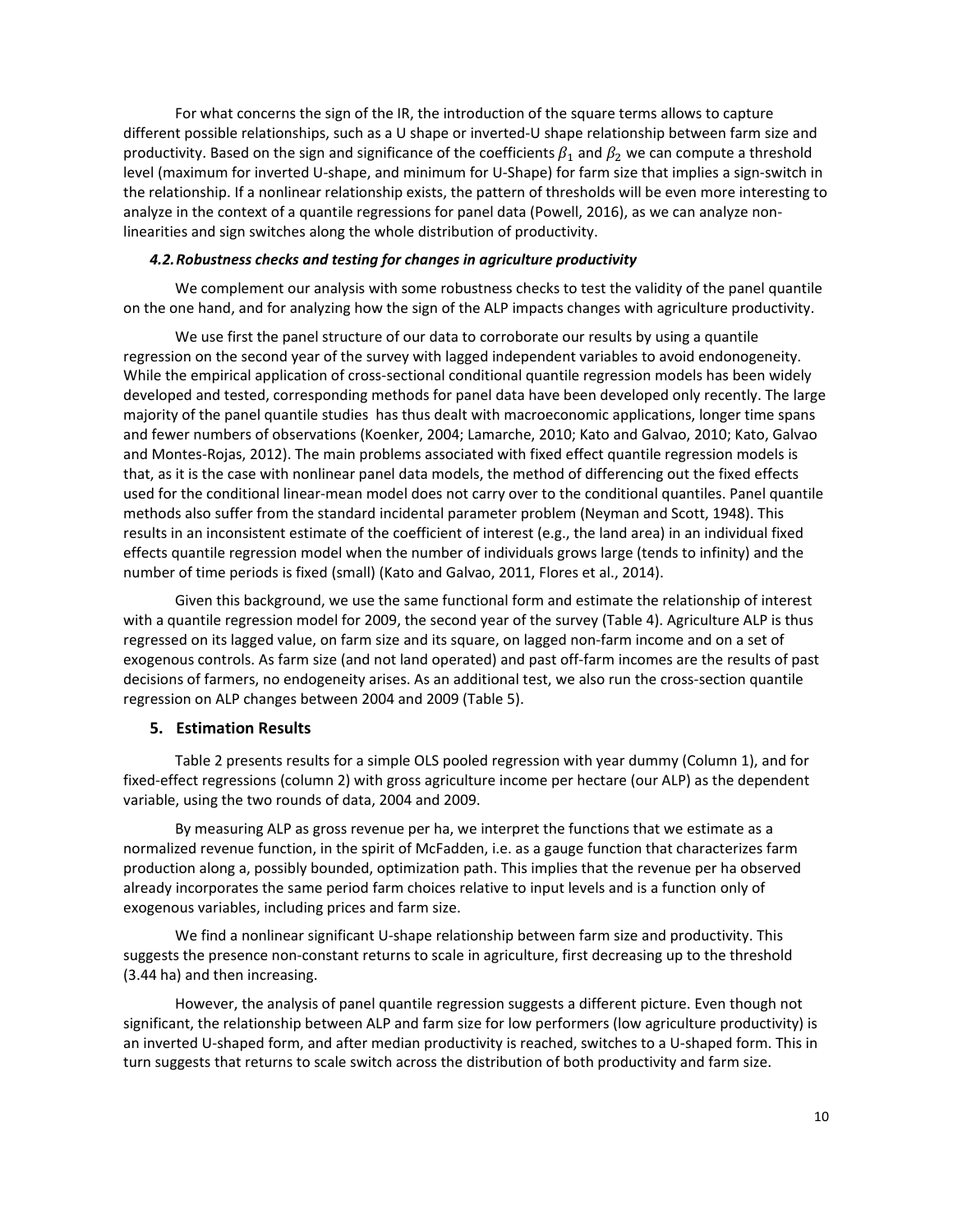For what concerns the sign of the IR, the introduction of the square terms allows to capture different possible relationships, such as a U shape or inverted-U shape relationship between farm size and productivity. Based on the sign and significance of the coefficients $\beta_1$ and $\beta_2$ we can compute a threshold level (maximum for inverted U-shape, and minimum for U-Shape) for farm size that implies a sign-switch in the relationship. If a nonlinear relationship exists, the pattern of thresholds will be even more interesting to analyze in the context of a quantile regressions for panel data (Powell, 2016), as we can analyze non-linearities and sign switches along the whole distribution of productivity.

### *4.2. Robustness checks and testing for changes in agriculture productivity*

We complement our analysis with some robustness checks to test the validity of the panel quantile on the one hand, and for analyzing how the sign of the ALP impacts changes with agriculture productivity.

We use first the panel structure of our data to corroborate our results by using a quantile regression on the second year of the survey with lagged independent variables to avoid endonogeneity. While the empirical application of cross-sectional conditional quantile regression models has been widely developed and tested, corresponding methods for panel data have been developed only recently. The large majority of the panel quantile studies has thus dealt with macroeconomic applications, longer time spans and fewer numbers of observations (Koenker, 2004; Lamarche, 2010; Kato and Galvao, 2010; Kato, Galvao and Montes-Rojas, 2012). The main problems associated with fixed effect quantile regression models is that, as it is the case with nonlinear panel data models, the method of differencing out the fixed effects used for the conditional linear-mean model does not carry over to the conditional quantiles. Panel quantile methods also suffer from the standard incidental parameter problem (Neyman and Scott, 1948). This results in an inconsistent estimate of the coefficient of interest (e.g., the land area) in an individual fixed effects quantile regression model when the number of individuals grows large (tends to infinity) and the number of time periods is fixed (small) (Kato and Galvao, 2011, Flores et al., 2014).

Given this background, we use the same functional form and estimate the relationship of interest with a quantile regression model for 2009, the second year of the survey (Table 4). Agriculture ALP is thus regressed on its lagged value, on farm size and its square, on lagged non-farm income and on a set of exogenous controls. As farm size (and not land operated) and past off-farm incomes are the results of past decisions of farmers, no endogeneity arises. As an additional test, we also run the cross-section quantile regression on ALP changes between 2004 and 2009 (Table 5).

## 5. Estimation Results

Table 2 presents results for a simple OLS pooled regression with year dummy (Column 1), and for fixed-effect regressions (column 2) with gross agriculture income per hectare (our ALP) as the dependent variable, using the two rounds of data, 2004 and 2009.

By measuring ALP as gross revenue per ha, we interpret the functions that we estimate as a normalized revenue function, in the spirit of McFadden, i.e. as a gauge function that characterizes farm production along a, possibly bounded, optimization path. This implies that the revenue per ha observed already incorporates the same period farm choices relative to input levels and is a function only of exogenous variables, including prices and farm size.

We find a nonlinear significant U-shape relationship between farm size and productivity. This suggests the presence non-constant returns to scale in agriculture, first decreasing up to the threshold (3.44 ha) and then increasing.

However, the analysis of panel quantile regression suggests a different picture. Even though not significant, the relationship between ALP and farm size for low performers (low agriculture productivity) is an inverted U-shaped form, and after median productivity is reached, switches to a U-shaped form. This in turn suggests that returns to scale switch across the distribution of both productivity and farm size.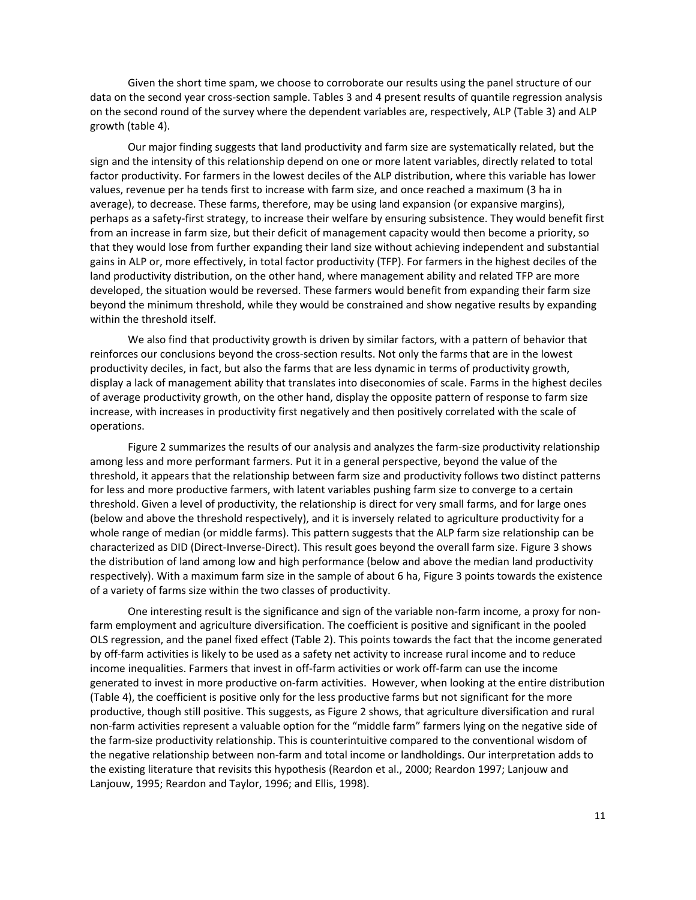Given the short time spam, we choose to corroborate our results using the panel structure of our data on the second year cross-section sample. Tables 3 and 4 present results of quantile regression analysis on the second round of the survey where the dependent variables are, respectively, ALP (Table 3) and ALP growth (table 4).

Our major finding suggests that land productivity and farm size are systematically related, but the sign and the intensity of this relationship depend on one or more latent variables, directly related to total factor productivity. For farmers in the lowest deciles of the ALP distribution, where this variable has lower values, revenue per ha tends first to increase with farm size, and once reached a maximum (3 ha in average), to decrease. These farms, therefore, may be using land expansion (or expansive margins), perhaps as a safety-first strategy, to increase their welfare by ensuring subsistence. They would benefit first from an increase in farm size, but their deficit of management capacity would then become a priority, so that they would lose from further expanding their land size without achieving independent and substantial gains in ALP or, more effectively, in total factor productivity (TFP). For farmers in the highest deciles of the land productivity distribution, on the other hand, where management ability and related TFP are more developed, the situation would be reversed. These farmers would benefit from expanding their farm size beyond the minimum threshold, while they would be constrained and show negative results by expanding within the threshold itself.

We also find that productivity growth is driven by similar factors, with a pattern of behavior that reinforces our conclusions beyond the cross-section results. Not only the farms that are in the lowest productivity deciles, in fact, but also the farms that are less dynamic in terms of productivity growth, display a lack of management ability that translates into diseconomies of scale. Farms in the highest deciles of average productivity growth, on the other hand, display the opposite pattern of response to farm size increase, with increases in productivity first negatively and then positively correlated with the scale of operations.

Figure 2 summarizes the results of our analysis and analyzes the farm-size productivity relationship among less and more performant farmers. Put it in a general perspective, beyond the value of the threshold, it appears that the relationship between farm size and productivity follows two distinct patterns for less and more productive farmers, with latent variables pushing farm size to converge to a certain threshold. Given a level of productivity, the relationship is direct for very small farms, and for large ones (below and above the threshold respectively), and it is inversely related to agriculture productivity for a whole range of median (or middle farms). This pattern suggests that the ALP farm size relationship can be characterized as DID (Direct-Inverse-Direct). This result goes beyond the overall farm size. Figure 3 shows the distribution of land among low and high performance (below and above the median land productivity respectively). With a maximum farm size in the sample of about 6 ha, Figure 3 points towards the existence of a variety of farms size within the two classes of productivity.

One interesting result is the significance and sign of the variable non-farm income, a proxy for non-farm employment and agriculture diversification. The coefficient is positive and significant in the pooled OLS regression, and the panel fixed effect (Table 2). This points towards the fact that the income generated by off-farm activities is likely to be used as a safety net activity to increase rural income and to reduce income inequalities. Farmers that invest in off-farm activities or work off-farm can use the income generated to invest in more productive on-farm activities. However, when looking at the entire distribution (Table 4), the coefficient is positive only for the less productive farms but not significant for the more productive, though still positive. This suggests, as Figure 2 shows, that agriculture diversification and rural non-farm activities represent a valuable option for the "middle farm" farmers lying on the negative side of the farm-size productivity relationship. This is counterintuitive compared to the conventional wisdom of the negative relationship between non-farm and total income or landholdings. Our interpretation adds to the existing literature that revisits this hypothesis (Reardon et al., 2000; Reardon 1997; Lanjouw and Lanjouw, 1995; Reardon and Taylor, 1996; and Ellis, 1998).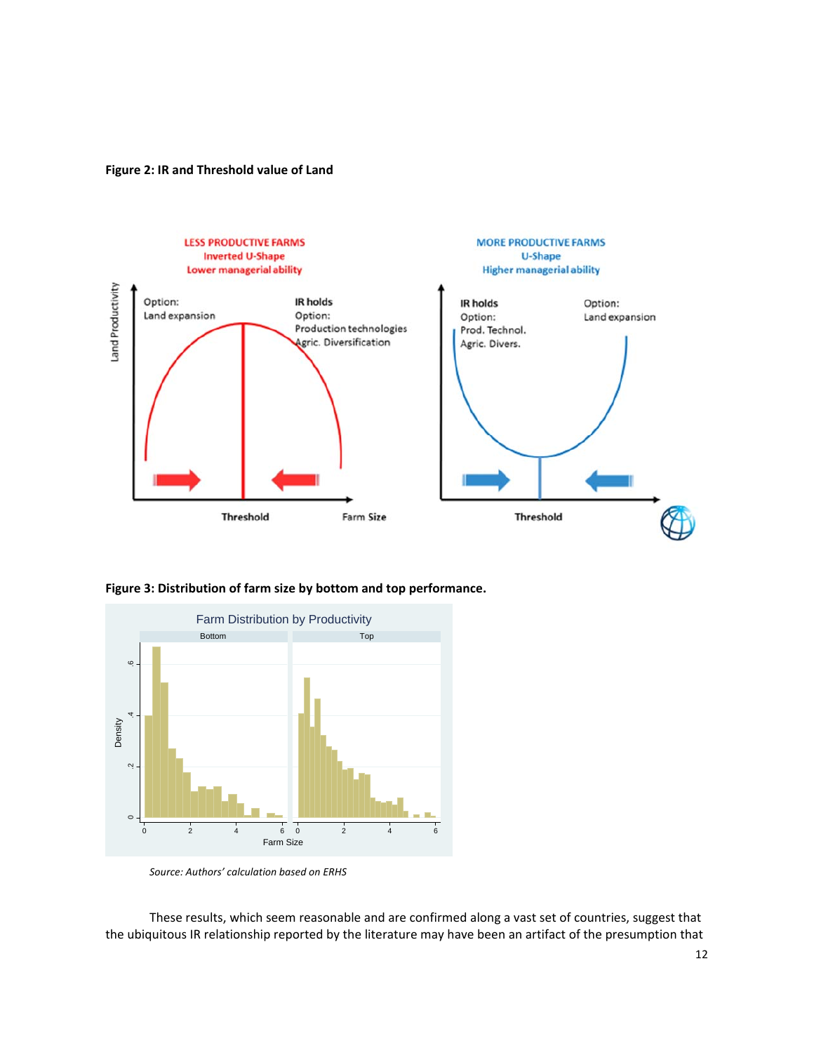**Figure 2: IR and Threshold value of Land**

**Figure 3: Distribution of farm size by bottom and top performance.**

*Source: Authors' calculation based on ERHS*

These results, which seem reasonable and are confirmed along a vast set of countries, suggest that the ubiquitous IR relationship reported by the literature may have been an artifact of the presumption that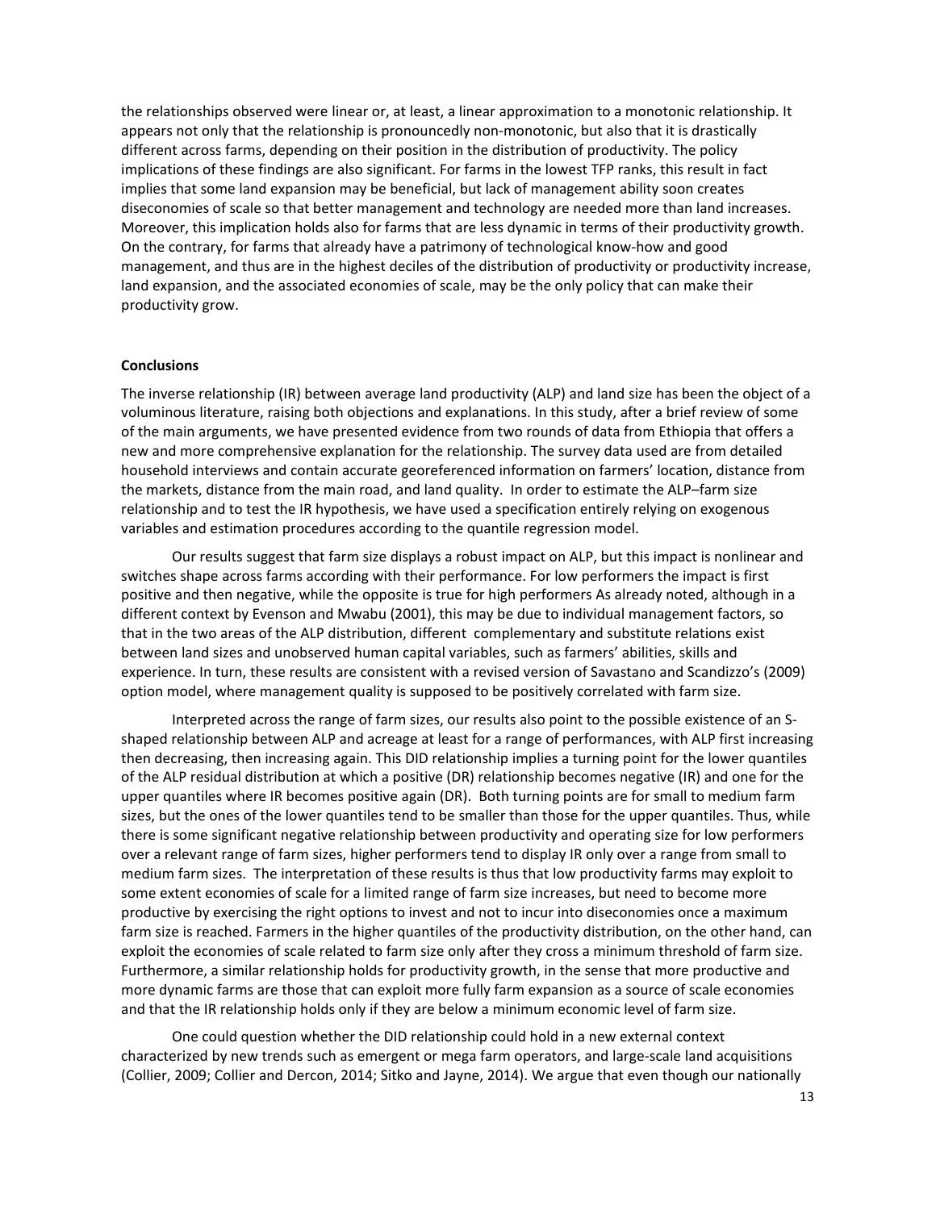the relationships observed were linear or, at least, a linear approximation to a monotonic relationship. It appears not only that the relationship is pronouncedly non-monotonic, but also that it is drastically different across farms, depending on their position in the distribution of productivity. The policy implications of these findings are also significant. For farms in the lowest TFP ranks, this result in fact implies that some land expansion may be beneficial, but lack of management ability soon creates diseconomies of scale so that better management and technology are needed more than land increases. Moreover, this implication holds also for farms that are less dynamic in terms of their productivity growth. On the contrary, for farms that already have a patrimony of technological know-how and good management, and thus are in the highest deciles of the distribution of productivity or productivity increase, land expansion, and the associated economies of scale, may be the only policy that can make their productivity grow.

**Conclusions**

The inverse relationship (IR) between average land productivity (ALP) and land size has been the object of a voluminous literature, raising both objections and explanations. In this study, after a brief review of some of the main arguments, we have presented evidence from two rounds of data from Ethiopia that offers a new and more comprehensive explanation for the relationship. The survey data used are from detailed household interviews and contain accurate georeferenced information on farmers' location, distance from the markets, distance from the main road, and land quality. In order to estimate the ALP–farm size relationship and to test the IR hypothesis, we have used a specification entirely relying on exogenous variables and estimation procedures according to the quantile regression model.

Our results suggest that farm size displays a robust impact on ALP, but this impact is nonlinear and switches shape across farms according with their performance. For low performers the impact is first positive and then negative, while the opposite is true for high performers As already noted, although in a different context by Evenson and Mwabu (2001), this may be due to individual management factors, so that in the two areas of the ALP distribution, different complementary and substitute relations exist between land sizes and unobserved human capital variables, such as farmers' abilities, skills and experience. In turn, these results are consistent with a revised version of Savastano and Scandizzo's (2009) option model, where management quality is supposed to be positively correlated with farm size.

Interpreted across the range of farm sizes, our results also point to the possible existence of an S-shaped relationship between ALP and acreage at least for a range of performances, with ALP first increasing then decreasing, then increasing again. This DID relationship implies a turning point for the lower quantiles of the ALP residual distribution at which a positive (DR) relationship becomes negative (IR) and one for the upper quantiles where IR becomes positive again (DR). Both turning points are for small to medium farm sizes, but the ones of the lower quantiles tend to be smaller than those for the upper quantiles. Thus, while there is some significant negative relationship between productivity and operating size for low performers over a relevant range of farm sizes, higher performers tend to display IR only over a range from small to medium farm sizes. The interpretation of these results is thus that low productivity farms may exploit to some extent economies of scale for a limited range of farm size increases, but need to become more productive by exercising the right options to invest and not to incur into diseconomies once a maximum farm size is reached. Farmers in the higher quantiles of the productivity distribution, on the other hand, can exploit the economies of scale related to farm size only after they cross a minimum threshold of farm size. Furthermore, a similar relationship holds for productivity growth, in the sense that more productive and more dynamic farms are those that can exploit more fully farm expansion as a source of scale economies and that the IR relationship holds only if they are below a minimum economic level of farm size.

One could question whether the DID relationship could hold in a new external context characterized by new trends such as emergent or mega farm operators, and large-scale land acquisitions (Collier, 2009; Collier and Dercon, 2014; Sitko and Jayne, 2014). We argue that even though our nationally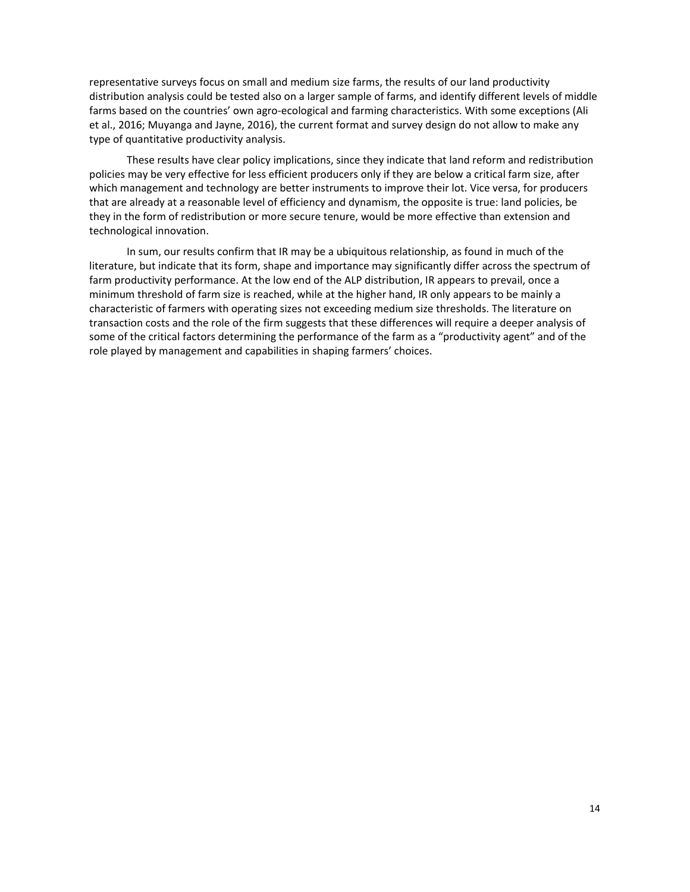representative surveys focus on small and medium size farms, the results of our land productivity distribution analysis could be tested also on a larger sample of farms, and identify different levels of middle farms based on the countries' own agro-ecological and farming characteristics. With some exceptions (Ali et al., 2016; Muyanga and Jayne, 2016), the current format and survey design do not allow to make any type of quantitative productivity analysis.

These results have clear policy implications, since they indicate that land reform and redistribution policies may be very effective for less efficient producers only if they are below a critical farm size, after which management and technology are better instruments to improve their lot. Vice versa, for producers that are already at a reasonable level of efficiency and dynamism, the opposite is true: land policies, be they in the form of redistribution or more secure tenure, would be more effective than extension and technological innovation.

In sum, our results confirm that IR may be a ubiquitous relationship, as found in much of the literature, but indicate that its form, shape and importance may significantly differ across the spectrum of farm productivity performance. At the low end of the ALP distribution, IR appears to prevail, once a minimum threshold of farm size is reached, while at the higher hand, IR only appears to be mainly a characteristic of farmers with operating sizes not exceeding medium size thresholds. The literature on transaction costs and the role of the firm suggests that these differences will require a deeper analysis of some of the critical factors determining the performance of the farm as a "productivity agent" and of the role played by management and capabilities in shaping farmers' choices.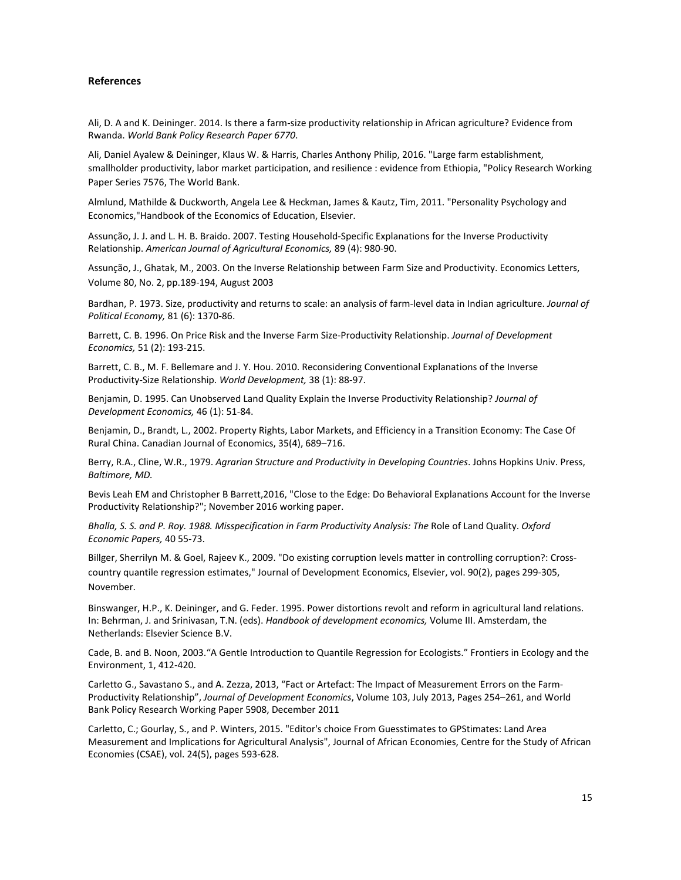**References**

Ali, D. A and K. Deininger. 2014. Is there a farm-size productivity relationship in African agriculture? Evidence from Rwanda. *World Bank Policy Research Paper 6770*.

Ali, Daniel Ayalew & Deininger, Klaus W. & Harris, Charles Anthony Philip, 2016. "Large farm establishment, smallholder productivity, labor market participation, and resilience : evidence from Ethiopia, "Policy Research Working Paper Series 7576, The World Bank.

Almlund, Mathilde & Duckworth, Angela Lee & Heckman, James & Kautz, Tim, 2011. "Personality Psychology and Economics,"Handbook of the Economics of Education, Elsevier.

Assunção, J. J. and L. H. B. Braido. 2007. Testing Household-Specific Explanations for the Inverse Productivity Relationship. *American Journal of Agricultural Economics,* 89 (4): 980-90.

Assunção, J., Ghatak, M., 2003. On the Inverse Relationship between Farm Size and Productivity. Economics Letters, Volume 80, No. 2, pp.189-194, August 2003

Bardhan, P. 1973. Size, productivity and returns to scale: an analysis of farm-level data in Indian agriculture. *Journal of Political Economy,* 81 (6): 1370-86.

Barrett, C. B. 1996. On Price Risk and the Inverse Farm Size-Productivity Relationship. *Journal of Development Economics,* 51 (2): 193-215.

Barrett, C. B., M. F. Bellemare and J. Y. Hou. 2010. Reconsidering Conventional Explanations of the Inverse Productivity-Size Relationship. *World Development,* 38 (1): 88-97.

Benjamin, D. 1995. Can Unobserved Land Quality Explain the Inverse Productivity Relationship? *Journal of Development Economics,* 46 (1): 51-84.

Benjamin, D., Brandt, L., 2002. Property Rights, Labor Markets, and Efficiency in a Transition Economy: The Case Of Rural China. Canadian Journal of Economics, 35(4), 689–716.

Berry, R.A., Cline, W.R., 1979. *Agrarian Structure and Productivity in Developing Countries*. Johns Hopkins Univ. Press, *Baltimore, MD.*

Bevis Leah EM and Christopher B Barrett,2016, "Close to the Edge: Do Behavioral Explanations Account for the Inverse Productivity Relationship?"; November 2016 working paper.

*Bhalla, S. S. and P. Roy. 1988. Misspecification in Farm Productivity Analysis: The* Role of Land Quality. *Oxford Economic Papers,* 40 55-73.

Billger, Sherrilyn M. & Goel, Rajeev K., 2009. "Do existing corruption levels matter in controlling corruption?: Cross-country quantile regression estimates," Journal of Development Economics, Elsevier, vol. 90(2), pages 299-305, November.

Binswanger, H.P., K. Deininger, and G. Feder. 1995. Power distortions revolt and reform in agricultural land relations. In: Behrman, J. and Srinivasan, T.N. (eds). *Handbook of development economics,* Volume III. Amsterdam, the Netherlands: Elsevier Science B.V.

Cade, B. and B. Noon, 2003."A Gentle Introduction to Quantile Regression for Ecologists." Frontiers in Ecology and the Environment, 1, 412-420.

Carletto G., Savastano S., and A. Zezza, 2013, "Fact or Artefact: The Impact of Measurement Errors on the Farm-Productivity Relationship", *Journal of Development Economics*, Volume 103, July 2013, Pages 254–261, and World Bank Policy Research Working Paper 5908, December 2011

Carletto, C.; Gourlay, S., and P. Winters, 2015. "Editor's choice From Guesstimates to GPStimates: Land Area Measurement and Implications for Agricultural Analysis", Journal of African Economies, Centre for the Study of African Economies (CSAE), vol. 24(5), pages 593-628.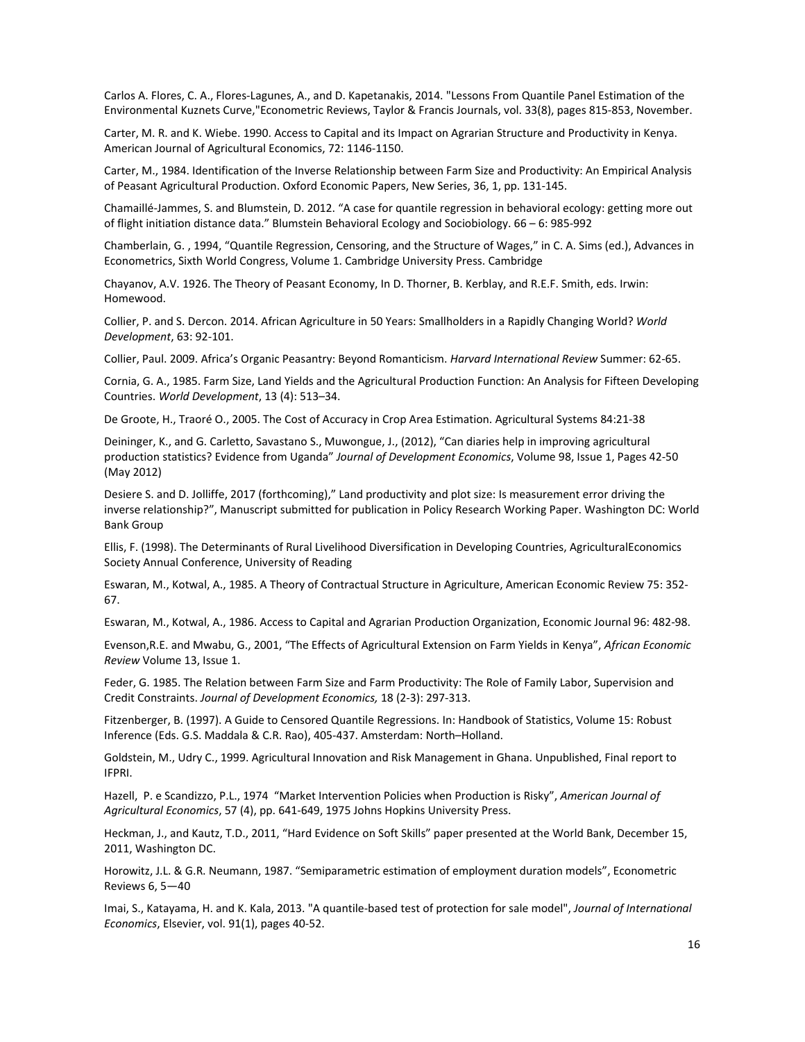Carlos A. Flores, C. A., Flores-Lagunes, A., and D. Kapetanakis, 2014. "Lessons From Quantile Panel Estimation of the Environmental Kuznets Curve,"Econometric Reviews, Taylor & Francis Journals, vol. 33(8), pages 815-853, November.

Carter, M. R. and K. Wiebe. 1990. Access to Capital and its Impact on Agrarian Structure and Productivity in Kenya. American Journal of Agricultural Economics, 72: 1146-1150.

Carter, M., 1984. Identification of the Inverse Relationship between Farm Size and Productivity: An Empirical Analysis of Peasant Agricultural Production. Oxford Economic Papers, New Series, 36, 1, pp. 131-145.

Chamaillé-Jammes, S. and Blumstein, D. 2012. "A case for quantile regression in behavioral ecology: getting more out of flight initiation distance data." Blumstein Behavioral Ecology and Sociobiology. 66 – 6: 985-992

Chamberlain, G. , 1994, "Quantile Regression, Censoring, and the Structure of Wages," in C. A. Sims (ed.), Advances in Econometrics, Sixth World Congress, Volume 1. Cambridge University Press. Cambridge

Chayanov, A.V. 1926. The Theory of Peasant Economy, In D. Thorner, B. Kerblay, and R.E.F. Smith, eds. Irwin: Homewood.

Collier, P. and S. Dercon. 2014. African Agriculture in 50 Years: Smallholders in a Rapidly Changing World? *World Development*, 63: 92-101.

Collier, Paul. 2009. Africa's Organic Peasantry: Beyond Romanticism. *Harvard International Review* Summer: 62-65.

Cornia, G. A., 1985. Farm Size, Land Yields and the Agricultural Production Function: An Analysis for Fifteen Developing Countries. *World Development*, 13 (4): 513–34.

De Groote, H., Traoré O., 2005. The Cost of Accuracy in Crop Area Estimation. Agricultural Systems 84:21-38

Deininger, K., and G. Carletto, Savastano S., Muwongue, J., (2012), "Can diaries help in improving agricultural production statistics? Evidence from Uganda" *Journal of Development Economics*, Volume 98, Issue 1, Pages 42-50 (May 2012)

Desiere S. and D. Jolliffe, 2017 (forthcoming)," Land productivity and plot size: Is measurement error driving the inverse relationship?", Manuscript submitted for publication in Policy Research Working Paper. Washington DC: World Bank Group

Ellis, F. (1998). The Determinants of Rural Livelihood Diversification in Developing Countries, AgriculturalEconomics Society Annual Conference, University of Reading

Eswaran, M., Kotwal, A., 1985. A Theory of Contractual Structure in Agriculture, American Economic Review 75: 352-67.

Eswaran, M., Kotwal, A., 1986. Access to Capital and Agrarian Production Organization, Economic Journal 96: 482-98.

Evenson,R.E. and Mwabu, G., 2001, "The Effects of Agricultural Extension on Farm Yields in Kenya", *African Economic Review* Volume 13, Issue 1.

Feder, G. 1985. The Relation between Farm Size and Farm Productivity: The Role of Family Labor, Supervision and Credit Constraints. *Journal of Development Economics,* 18 (2-3): 297-313.

Fitzenberger, B. (1997). A Guide to Censored Quantile Regressions. In: Handbook of Statistics, Volume 15: Robust Inference (Eds. G.S. Maddala & C.R. Rao), 405-437. Amsterdam: North–Holland.

Goldstein, M., Udry C., 1999. Agricultural Innovation and Risk Management in Ghana. Unpublished, Final report to IFPRI.

Hazell, P. e Scandizzo, P.L., 1974 "Market Intervention Policies when Production is Risky", *American Journal of Agricultural Economics*, 57 (4), pp. 641-649, 1975 Johns Hopkins University Press.

Heckman, J., and Kautz, T.D., 2011, "Hard Evidence on Soft Skills" paper presented at the World Bank, December 15, 2011, Washington DC.

Horowitz, J.L. & G.R. Neumann, 1987. "Semiparametric estimation of employment duration models", Econometric Reviews 6, 5—40

Imai, S., Katayama, H. and K. Kala, 2013. "A quantile-based test of protection for sale model", *Journal of International Economics*, Elsevier, vol. 91(1), pages 40-52.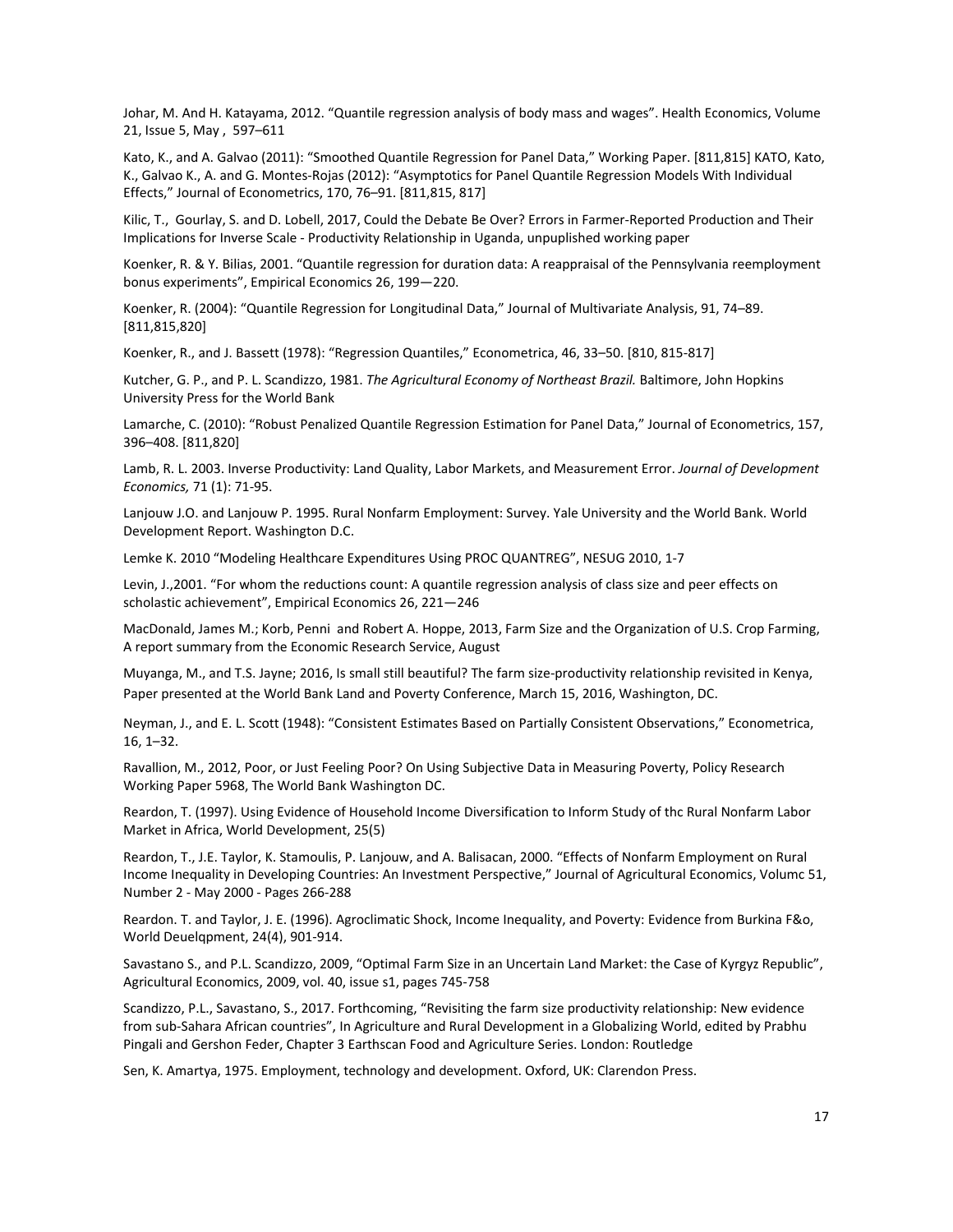Johar, M. And H. Katayama, 2012. “Quantile regression analysis of body mass and wages”. Health Economics, Volume 21, Issue 5, May , 597–611

Kato, K., and A. Galvao (2011): “Smoothed Quantile Regression for Panel Data,” Working Paper. [811,815] KATO, Kato, K., Galvao K., A. and G. Montes-Rojas (2012): “Asymptotics for Panel Quantile Regression Models With Individual Effects,” Journal of Econometrics, 170, 76–91. [811,815, 817]

Kilic, T., Gourlay, S. and D. Lobell, 2017, Could the Debate Be Over? Errors in Farmer-Reported Production and Their Implications for Inverse Scale - Productivity Relationship in Uganda, unpuplished working paper

Koenker, R. & Y. Bilias, 2001. “Quantile regression for duration data: A reappraisal of the Pennsylvania reemployment bonus experiments”, Empirical Economics 26, 199—220.

Koenker, R. (2004): “Quantile Regression for Longitudinal Data,” Journal of Multivariate Analysis, 91, 74–89. [811,815,820]

Koenker, R., and J. Bassett (1978): “Regression Quantiles,” Econometrica, 46, 33–50. [810, 815-817]

Kutcher, G. P., and P. L. Scandizzo, 1981. *The Agricultural Economy of Northeast Brazil.* Baltimore, John Hopkins University Press for the World Bank

Lamarche, C. (2010): “Robust Penalized Quantile Regression Estimation for Panel Data,” Journal of Econometrics, 157, 396–408. [811,820]

Lamb, R. L. 2003. Inverse Productivity: Land Quality, Labor Markets, and Measurement Error. *Journal of Development Economics,* 71 (1): 71-95.

Lanjouw J.O. and Lanjouw P. 1995. Rural Nonfarm Employment: Survey. Yale University and the World Bank. World Development Report. Washington D.C.

Lemke K. 2010 “Modeling Healthcare Expenditures Using PROC QUANTREG”, NESUG 2010, 1-7

Levin, J.,2001. “For whom the reductions count: A quantile regression analysis of class size and peer effects on scholastic achievement”, Empirical Economics 26, 221—246

MacDonald, James M.; Korb, Penni and Robert A. Hoppe, 2013, Farm Size and the Organization of U.S. Crop Farming, A report summary from the Economic Research Service, August

Muyanga, M., and T.S. Jayne; 2016, Is small still beautiful? The farm size-productivity relationship revisited in Kenya, Paper presented at the World Bank Land and Poverty Conference, March 15, 2016, Washington, DC.

Neyman, J., and E. L. Scott (1948): “Consistent Estimates Based on Partially Consistent Observations,” Econometrica, 16, 1–32.

Ravallion, M., 2012, Poor, or Just Feeling Poor? On Using Subjective Data in Measuring Poverty, Policy Research Working Paper 5968, The World Bank Washington DC.

Reardon, T. (1997). Using Evidence of Household Income Diversification to Inform Study of thc Rural Nonfarm Labor Market in Africa, World Development, 25(5)

Reardon, T., J.E. Taylor, K. Stamoulis, P. Lanjouw, and A. Balisacan, 2000. “Effects of Nonfarm Employment on Rural Income Inequality in Developing Countries: An Investment Perspective,” Journal of Agricultural Economics, Volumc 51, Number 2 - May 2000 - Pages 266-288

Reardon. T. and Taylor, J. E. (1996). Agroclimatic Shock, Income Inequality, and Poverty: Evidence from Burkina F&o, World Deuelqpment, 24(4), 901-914.

Savastano S., and P.L. Scandizzo, 2009, “Optimal Farm Size in an Uncertain Land Market: the Case of Kyrgyz Republic”, Agricultural Economics, 2009, vol. 40, issue s1, pages 745-758

Scandizzo, P.L., Savastano, S., 2017. Forthcoming, “Revisiting the farm size productivity relationship: New evidence from sub-Sahara African countries”, In Agriculture and Rural Development in a Globalizing World, edited by Prabhu Pingali and Gershon Feder, Chapter 3 Earthscan Food and Agriculture Series. London: Routledge

Sen, K. Amartya, 1975. Employment, technology and development. Oxford, UK: Clarendon Press.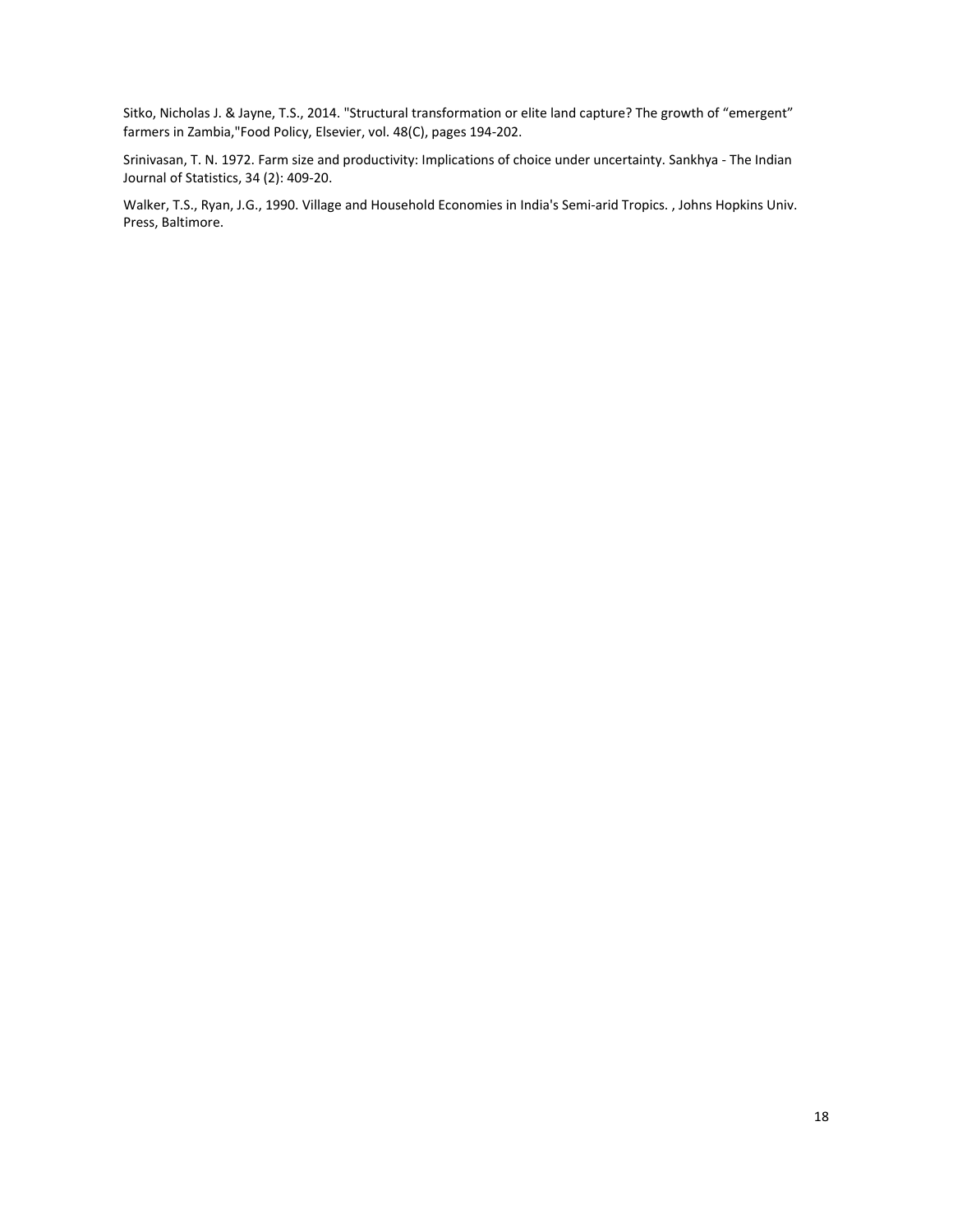Sitko, Nicholas J. & Jayne, T.S., 2014. "Structural transformation or elite land capture? The growth of "emergent" farmers in Zambia,"Food Policy, Elsevier, vol. 48(C), pages 194-202.

Srinivasan, T. N. 1972. Farm size and productivity: Implications of choice under uncertainty. Sankhya - The Indian Journal of Statistics, 34 (2): 409-20.

Walker, T.S., Ryan, J.G., 1990. Village and Household Economies in India's Semi-arid Tropics. , Johns Hopkins Univ. Press, Baltimore.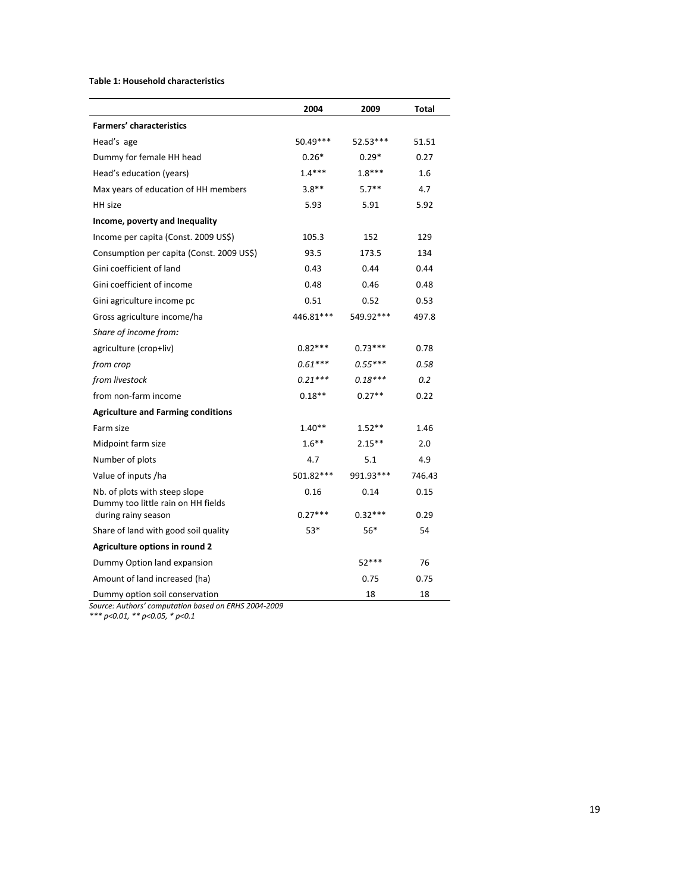**Table 1: Household characteristics**

| | 2004 | 2009 | Total |
|---|---|---|---|
| **Farmers' characteristics** | | | |
| Head's age | 50.49*** | 52.53*** | 51.51 |
| Dummy for female HH head | 0.26* | 0.29* | 0.27 |
| Head's education (years) | 1.4*** | 1.8*** | 1.6 |
| Max years of education of HH members | 3.8** | 5.7** | 4.7 |
| HH size | 5.93 | 5.91 | 5.92 |
| **Income, poverty and Inequality** | | | |
| Income per capita (Const. 2009 US$) | 105.3 | 152 | 129 |
| Consumption per capita (Const. 2009 US$) | 93.5 | 173.5 | 134 |
| Gini coefficient of land | 0.43 | 0.44 | 0.44 |
| Gini coefficient of income | 0.48 | 0.46 | 0.48 |
| Gini agriculture income pc | 0.51 | 0.52 | 0.53 |
| Gross agriculture income/ha | 446.81*** | 549.92*** | 497.8 |
| *Share of income from:* | | | |
| agriculture (crop+liv) | 0.82*** | 0.73*** | 0.78 |
| *from crop* | *0.61**** | *0.55**** | *0.58* |
| *from livestock* | *0.21**** | *0.18**** | *0.2* |
| from non-farm income | 0.18** | 0.27** | 0.22 |
| **Agriculture and Farming conditions** | | | |
| Farm size | 1.40** | 1.52** | 1.46 |
| Midpoint farm size | 1.6** | 2.15** | 2.0 |
| Number of plots | 4.7 | 5.1 | 4.9 |
| Value of inputs /ha | 501.82*** | 991.93*** | 746.43 |
| Nb. of plots with steep slope | 0.16 | 0.14 | 0.15 |
| Dummy too little rain on HH fields during rainy season | 0.27*** | 0.32*** | 0.29 |
| Share of land with good soil quality | 53* | 56* | 54 |
| **Agriculture options in round 2** | | | |
| Dummy Option land expansion | | 52*** | 76 |
| Amount of land increased (ha) | | 0.75 | 0.75 |
| Dummy option soil conservation | | 18 | 18 |

*Source: Authors' computation based on ERHS 2004-2009*

*\*\*\* p<0.01, \*\* p<0.05, \* p<0.1*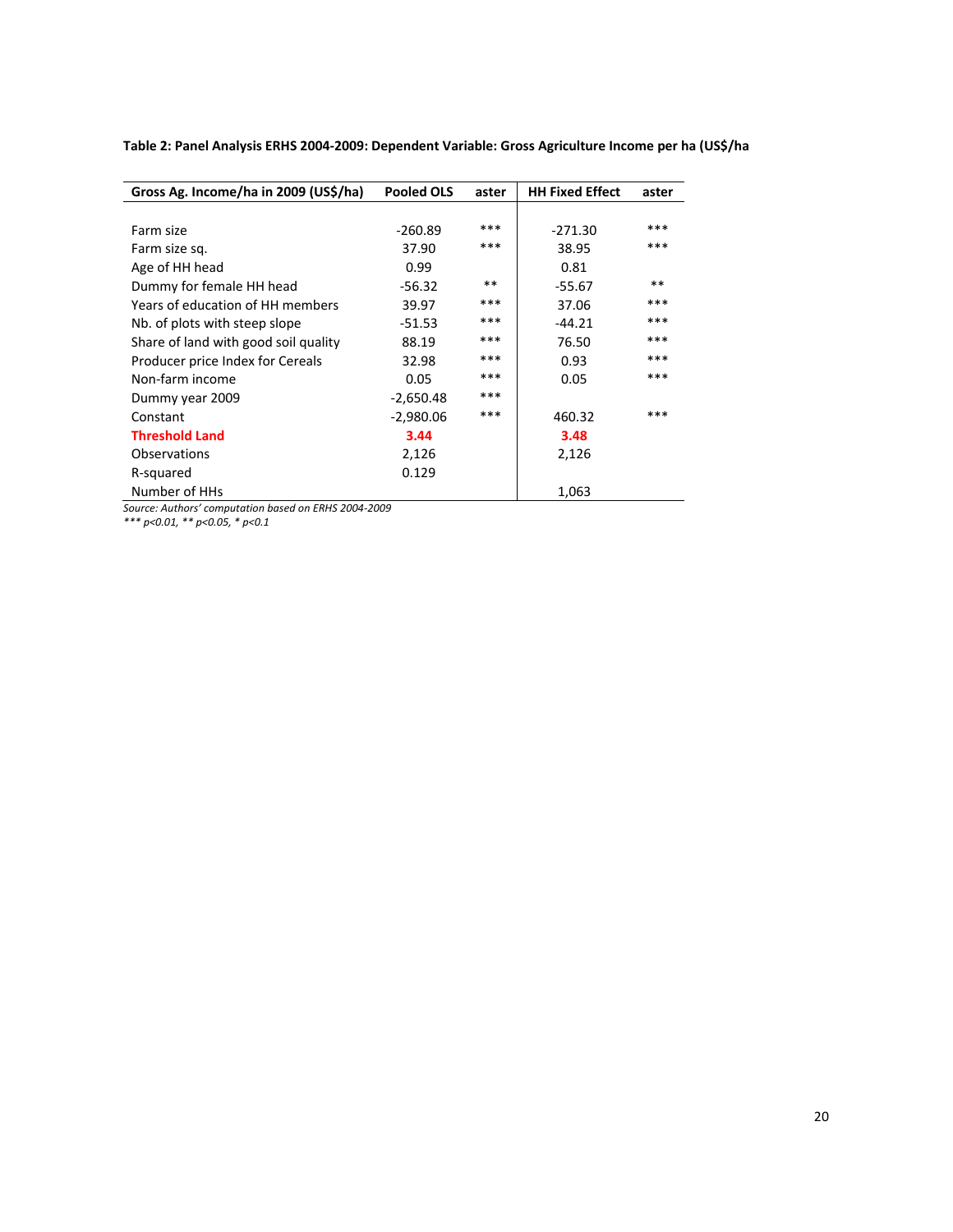**Table 2: Panel Analysis ERHS 2004-2009: Dependent Variable: Gross Agriculture Income per ha (US$/ha**

| Gross Ag. Income/ha in 2009 (US$/ha) | Pooled OLS | aster | HH Fixed Effect | aster |
|---|---|---|---|---|
| Farm size | -260.89 | *** | -271.30 | *** |
| Farm size sq. | 37.90 | *** | 38.95 | *** |
| Age of HH head | 0.99 | | 0.81 | |
| Dummy for female HH head | -56.32 | ** | -55.67 | ** |
| Years of education of HH members | 39.97 | *** | 37.06 | *** |
| Nb. of plots with steep slope | -51.53 | *** | -44.21 | *** |
| Share of land with good soil quality | 88.19 | *** | 76.50 | *** |
| Producer price Index for Cereals | 32.98 | *** | 0.93 | *** |
| Non-farm income | 0.05 | *** | 0.05 | *** |
| Dummy year 2009 | -2,650.48 | *** | | |
| Constant | -2,980.06 | *** | 460.32 | *** |
| **Threshold Land** | **3.44** | | **3.48** | |
| Observations | 2,126 | | 2,126 | |
| R-squared | 0.129 | | | |
| Number of HHs | | | 1,063 | |

*Source: Authors' computation based on ERHS 2004-2009*
*\*\*\* p<0.01, \*\* p<0.05, \* p<0.1*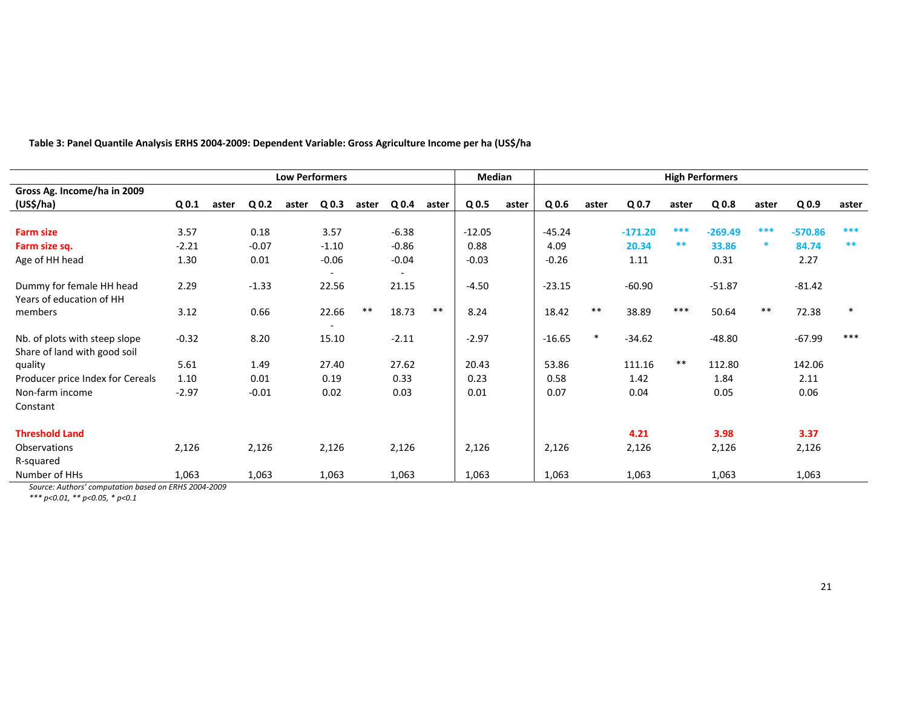**Table 3: Panel Quantile Analysis ERHS 2004-2009: Dependent Variable: Gross Agriculture Income per ha (US$/ha**

| | Low Performers | | | | | | | | Median | | High Performers | | | | | | | |
|---|---|---|---|---|---|---|---|---|---|---|---|---|---|---|---|---|---|---|
| **Gross Ag. Income/ha in 2009 (US$/ha)** | **Q 0.1** | **aster** | **Q 0.2** | **aster** | **Q 0.3** | **aster** | **Q 0.4** | **aster** | **Q 0.5** | **aster** | **Q 0.6** | **aster** | **Q 0.7** | **aster** | **Q 0.8** | **aster** | **Q 0.9** | **aster** |
| **Farm size** | 3.57 | | 0.18 | | 3.57 | | -6.38 | | -12.05 | | -45.24 | | **-171.20** | *** | **-269.49** | *** | **-570.86** | *** |
| **Farm size sq.** | -2.21 | | -0.07 | | -1.10 | | -0.86 | | 0.88 | | 4.09 | | **20.34** | ** | **33.86** | * | **84.74** | ** |
| Age of HH head | 1.30 | | 0.01 | | -0.06 | | -0.04 | | -0.03 | | -0.26 | | 1.11 | | 0.31 | | 2.27 | |
| Dummy for female HH head | 2.29 | | -1.33 | | -22.56 | | -21.15 | | -4.50 | | -23.15 | | -60.90 | | -51.87 | | -81.42 | |
| Years of education of HH members | 3.12 | | 0.66 | | 22.66 | ** | 18.73 | ** | 8.24 | | 18.42 | ** | 38.89 | *** | 50.64 | ** | 72.38 | * |
| Nb. of plots with steep slope | -0.32 | | 8.20 | | -15.10 | | -2.11 | | -2.97 | | -16.65 | * | -34.62 | | -48.80 | | -67.99 | *** |
| Share of land with good soil quality | 5.61 | | 1.49 | | 27.40 | | 27.62 | | 20.43 | | 53.86 | | 111.16 | ** | 112.80 | | 142.06 | |
| Producer price Index for Cereals | 1.10 | | 0.01 | | 0.19 | | 0.33 | | 0.23 | | 0.58 | | 1.42 | | 1.84 | | 2.11 | |
| Non-farm income | -2.97 | | -0.01 | | 0.02 | | 0.03 | | 0.01 | | 0.07 | | 0.04 | | 0.05 | | 0.06 | |
| Constant | | | | | | | | | | | | | | | | | | |
| **Threshold Land** | | | | | | | | | | | | | **4.21** | | **3.98** | | **3.37** | |
| Observations | 2,126 | | 2,126 | | 2,126 | | 2,126 | | 2,126 | | 2,126 | | 2,126 | | 2,126 | | 2,126 | |
| R-squared | | | | | | | | | | | | | | | | | | |
| Number of HHs | 1,063 | | 1,063 | | 1,063 | | 1,063 | | 1,063 | | 1,063 | | 1,063 | | 1,063 | | 1,063 | |

*Source: Authors' computation based on ERHS 2004-2009*

*** p<0.01, ** p<0.05, * p<0.1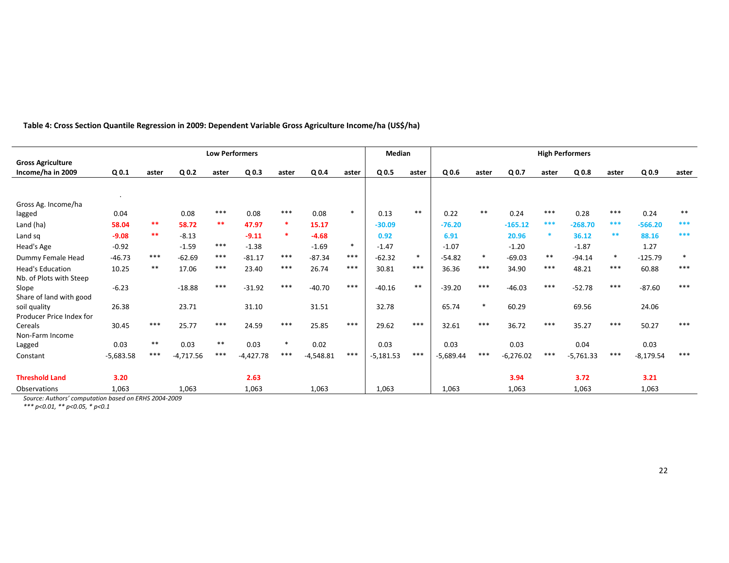**Table 4: Cross Section Quantile Regression in 2009: Dependent Variable Gross Agriculture Income/ha (US$/ha)**

| | Low Performers | | | | | | | | Median | | High Performers | | | | | | | |
|---|---|---|---|---|---|---|---|---|---|---|---|---|---|---|---|---|---|---|
| **Gross Agriculture Income/ha in 2009** | **Q 0.1** | **aster** | **Q 0.2** | **aster** | **Q 0.3** | **aster** | **Q 0.4** | **aster** | **Q 0.5** | **aster** | **Q 0.6** | **aster** | **Q 0.7** | **aster** | **Q 0.8** | **aster** | **Q 0.9** | **aster** |
| Gross Ag. Income/ha lagged | 0.04 | | 0.08 | *** | 0.08 | *** | 0.08 | * | 0.13 | ** | 0.22 | ** | 0.24 | *** | 0.28 | *** | 0.24 | ** |
| Land (ha) | **58.04** | ** | **58.72** | ** | **47.97** | * | **15.17** | | **-30.09** | | **-76.20** | | **-165.12** | *** | **-268.70** | *** | **-566.20** | *** |
| Land sq | **-9.08** | ** | -8.13 | | **-9.11** | * | **-4.68** | | **0.92** | | **6.91** | | **20.96** | * | **36.12** | ** | **88.16** | *** |
| Head's Age | -0.92 | | -1.59 | *** | -1.38 | | -1.69 | * | -1.47 | | -1.07 | | -1.20 | | -1.87 | | 1.27 | |
| Dummy Female Head | -46.73 | *** | -62.69 | *** | -81.17 | *** | -87.34 | *** | -62.32 | * | -54.82 | * | -69.03 | ** | -94.14 | * | -125.79 | * |
| Head's Education | 10.25 | ** | 17.06 | *** | 23.40 | *** | 26.74 | *** | 30.81 | *** | 36.36 | *** | 34.90 | *** | 48.21 | *** | 60.88 | *** |
| Nb. of Plots with Steep Slope | -6.23 | | -18.88 | *** | -31.92 | *** | -40.70 | *** | -40.16 | ** | -39.20 | *** | -46.03 | *** | -52.78 | *** | -87.60 | *** |
| Share of land with good soil quality | 26.38 | | 23.71 | | 31.10 | | 31.51 | | 32.78 | | 65.74 | * | 60.29 | | 69.56 | | 24.06 | |
| Producer Price Index for Cereals | 30.45 | *** | 25.77 | *** | 24.59 | *** | 25.85 | *** | 29.62 | *** | 32.61 | *** | 36.72 | *** | 35.27 | *** | 50.27 | *** |
| Non-Farm Income Lagged | 0.03 | ** | 0.03 | ** | 0.03 | * | 0.02 | | 0.03 | | 0.03 | | 0.03 | | 0.04 | | 0.03 | |
| Constant | -5,683.58 | *** | -4,717.56 | *** | -4,427.78 | *** | -4,548.81 | *** | -5,181.53 | *** | -5,689.44 | *** | -6,276.02 | *** | -5,761.33 | *** | -8,179.54 | *** |
| **Threshold Land** | **3.20** | | | | **2.63** | | | | | | | | **3.94** | | **3.72** | | **3.21** | |
| Observations | 1,063 | | 1,063 | | 1,063 | | 1,063 | | 1,063 | | 1,063 | | 1,063 | | 1,063 | | 1,063 | |

*Source: Authors' computation based on ERHS 2004-2009*

*\*\*\* p<0.01, \*\* p<0.05, \* p<0.1*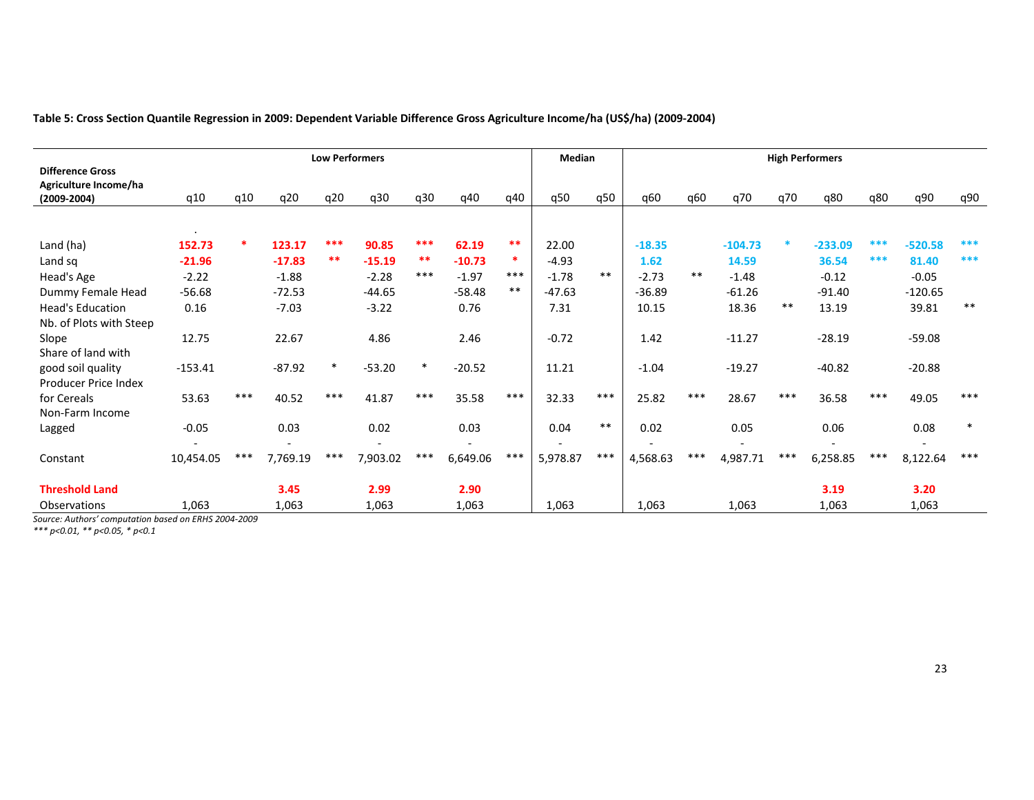**Table 5: Cross Section Quantile Regression in 2009: Dependent Variable Difference Gross Agriculture Income/ha (US$/ha) (2009-2004)**

| Difference Gross Agriculture Income/ha (2009-2004) | Low Performers | | | | | | | | Median | | High Performers | | | | | | | |
|---|---|---|---|---|---|---|---|---|---|---|---|---|---|---|---|---|---|---|
| | q10 | q10 | q20 | q20 | q30 | q30 | q40 | q40 | q50 | q50 | q60 | q60 | q70 | q70 | q80 | q80 | q90 | q90 |
| Land (ha) | **152.73** | * | **123.17** | *** | **90.85** | *** | **62.19** | ** | 22.00 | | **-18.35** | | **-104.73** | * | **-233.09** | *** | **-520.58** | *** |
| Land sq | **-21.96** | | **-17.83** | ** | **-15.19** | ** | **-10.73** | * | -4.93 | | **1.62** | | **14.59** | | **36.54** | *** | **81.40** | *** |
| Head's Age | -2.22 | | -1.88 | | -2.28 | *** | -1.97 | *** | -1.78 | ** | -2.73 | ** | -1.48 | | -0.12 | | -0.05 | |
| Dummy Female Head | -56.68 | | -72.53 | | -44.65 | | -58.48 | ** | -47.63 | | -36.89 | | -61.26 | | -91.40 | | -120.65 | |
| Head's Education | 0.16 | | -7.03 | | -3.22 | | 0.76 | | 7.31 | | 10.15 | | 18.36 | ** | 13.19 | | 39.81 | ** |
| Nb. of Plots with Steep Slope | 12.75 | | 22.67 | | 4.86 | | 2.46 | | -0.72 | | 1.42 | | -11.27 | | -28.19 | | -59.08 | |
| Share of land with good soil quality | -153.41 | | -87.92 | * | -53.20 | * | -20.52 | | 11.21 | | -1.04 | | -19.27 | | -40.82 | | -20.88 | |
| Producer Price Index for Cereals | 53.63 | *** | 40.52 | *** | 41.87 | *** | 35.58 | *** | 32.33 | *** | 25.82 | *** | 28.67 | *** | 36.58 | *** | 49.05 | *** |
| Non-Farm Income Lagged | -0.05 | | 0.03 | | 0.02 | | 0.03 | | 0.04 | ** | 0.02 | | 0.05 | | 0.06 | | 0.08 | * |
| Constant | -10,454.05 | *** | -7,769.19 | *** | -7,903.02 | *** | -6,649.06 | *** | -5,978.87 | *** | -4,568.63 | *** | -4,987.71 | *** | -6,258.85 | *** | -8,122.64 | *** |
| **Threshold Land** | | | **3.45** | | **2.99** | | **2.90** | | | | | | | | **3.19** | | **3.20** | |
| Observations | 1,063 | | 1,063 | | 1,063 | | 1,063 | | 1,063 | | 1,063 | | 1,063 | | 1,063 | | 1,063 | |

*Source: Authors' computation based on ERHS 2004-2009*

*\*\*\* p<0.01, \*\* p<0.05, \* p<0.1*